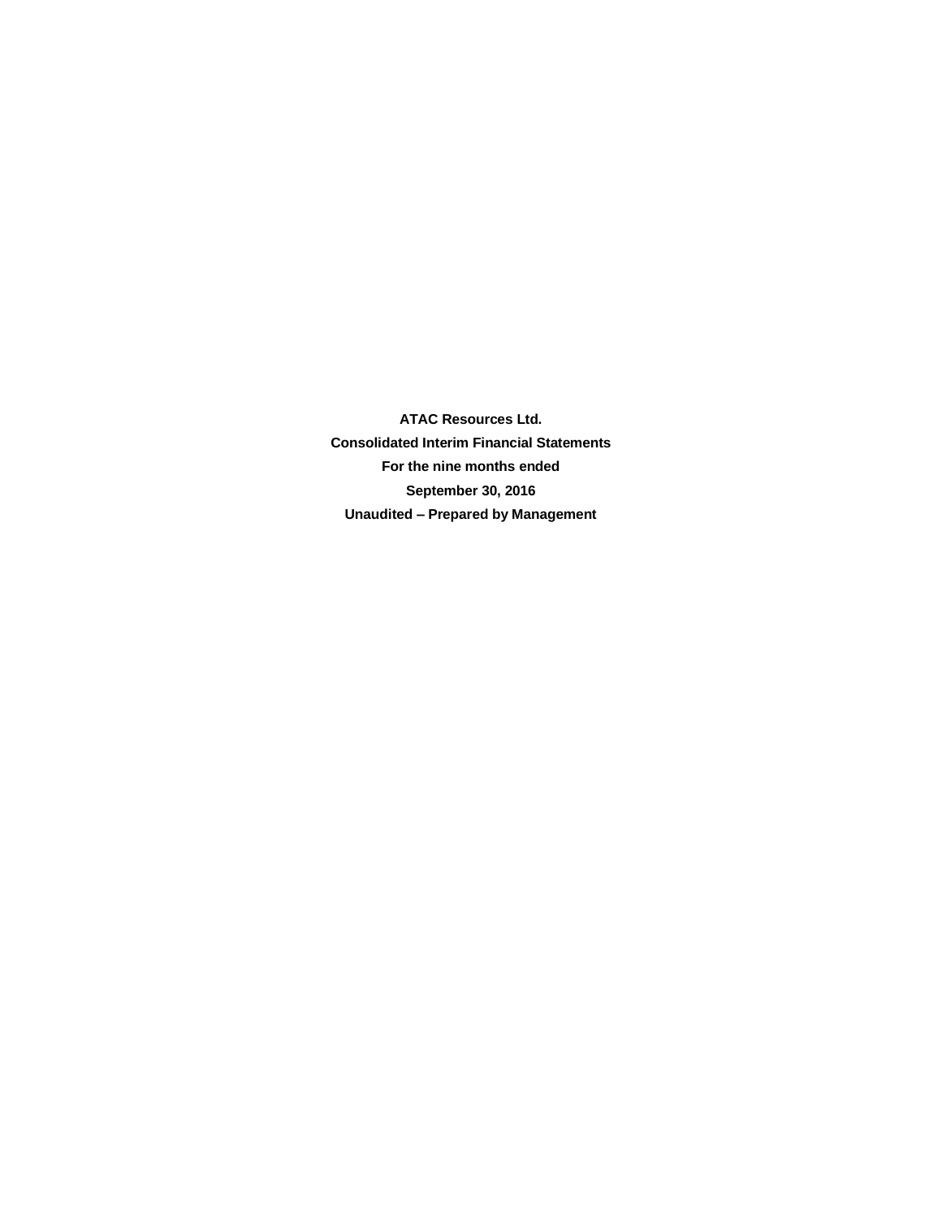**ATAC Resources Ltd.**

**Consolidated Interim Financial Statements**

**For the nine months ended**

**September 30, 2016**

**Unaudited – Prepared by Management**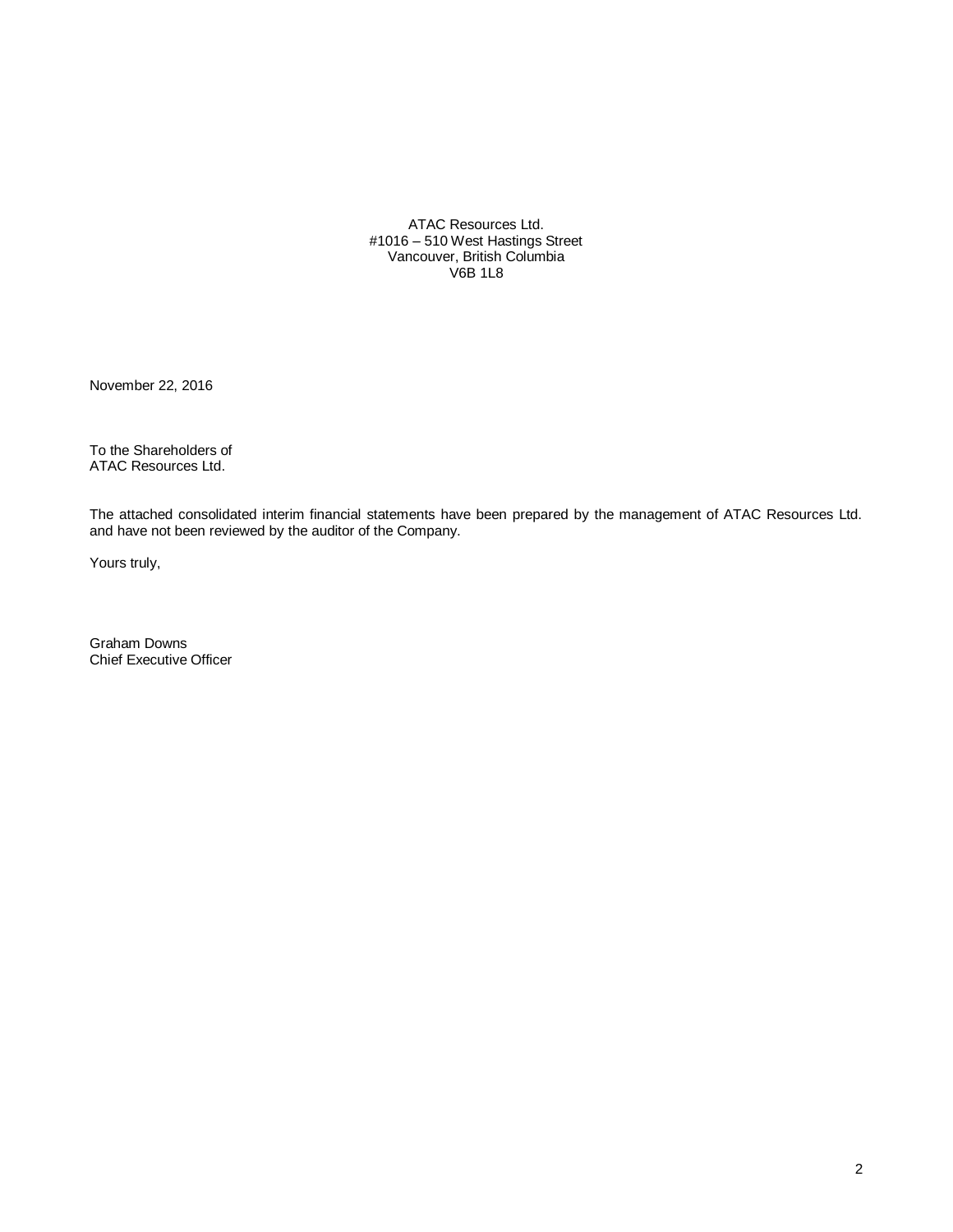ATAC Resources Ltd.
#1016 – 510 West Hastings Street
Vancouver, British Columbia
V6B 1L8

November 22, 2016

To the Shareholders of
ATAC Resources Ltd.

The attached consolidated interim financial statements have been prepared by the management of ATAC Resources Ltd. and have not been reviewed by the auditor of the Company.

Yours truly,

Graham Downs
Chief Executive Officer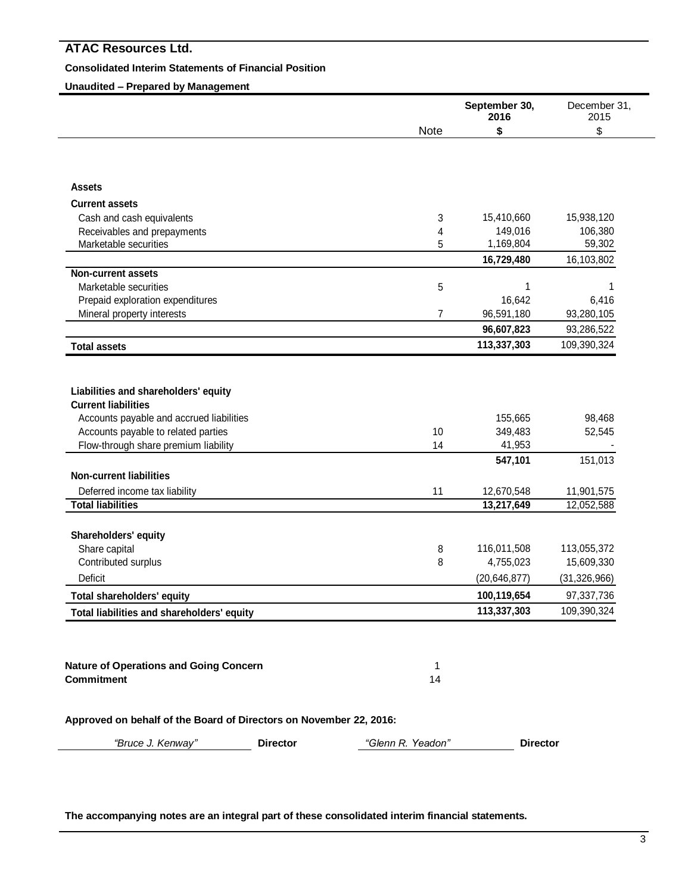# ATAC Resources Ltd.

**Consolidated Interim Statements of Financial Position**

**Unaudited – Prepared by Management**

| | Note | September 30, 2016 $ | December 31, 2015 $ |
|---|---|---|---|
| **Assets** | | | |
| **Current assets** | | | |
| Cash and cash equivalents | 3 | 15,410,660 | 15,938,120 |
| Receivables and prepayments | 4 | 149,016 | 106,380 |
| Marketable securities | 5 | 1,169,804 | 59,302 |
| | | **16,729,480** | 16,103,802 |
| **Non-current assets** | | | |
| Marketable securities | 5 | 1 | 1 |
| Prepaid exploration expenditures | | 16,642 | 6,416 |
| Mineral property interests | 7 | 96,591,180 | 93,280,105 |
| | | **96,607,823** | 93,286,522 |
| **Total assets** | | **113,337,303** | 109,390,324 |
| **Liabilities and shareholders' equity** | | | |
| **Current liabilities** | | | |
| Accounts payable and accrued liabilities | | 155,665 | 98,468 |
| Accounts payable to related parties | 10 | 349,483 | 52,545 |
| Flow-through share premium liability | 14 | 41,953 | - |
| | | **547,101** | 151,013 |
| **Non-current liabilities** | | | |
| Deferred income tax liability | 11 | 12,670,548 | 11,901,575 |
| **Total liabilities** | | **13,217,649** | 12,052,588 |
| **Shareholders' equity** | | | |
| Share capital | 8 | 116,011,508 | 113,055,372 |
| Contributed surplus | 8 | 4,755,023 | 15,609,330 |
| Deficit | | (20,646,877) | (31,326,966) |
| **Total shareholders' equity** | | **100,119,654** | 97,337,736 |
| **Total liabilities and shareholders' equity** | | **113,337,303** | 109,390,324 |

| | |
|---|---|
| **Nature of Operations and Going Concern** | 1 |
| **Commitment** | 14 |

**Approved on behalf of the Board of Directors on November 22, 2016:**

*"Bruce J. Kenway"* **Director** *"Glenn R. Yeadon"* **Director**

**The accompanying notes are an integral part of these consolidated interim financial statements.**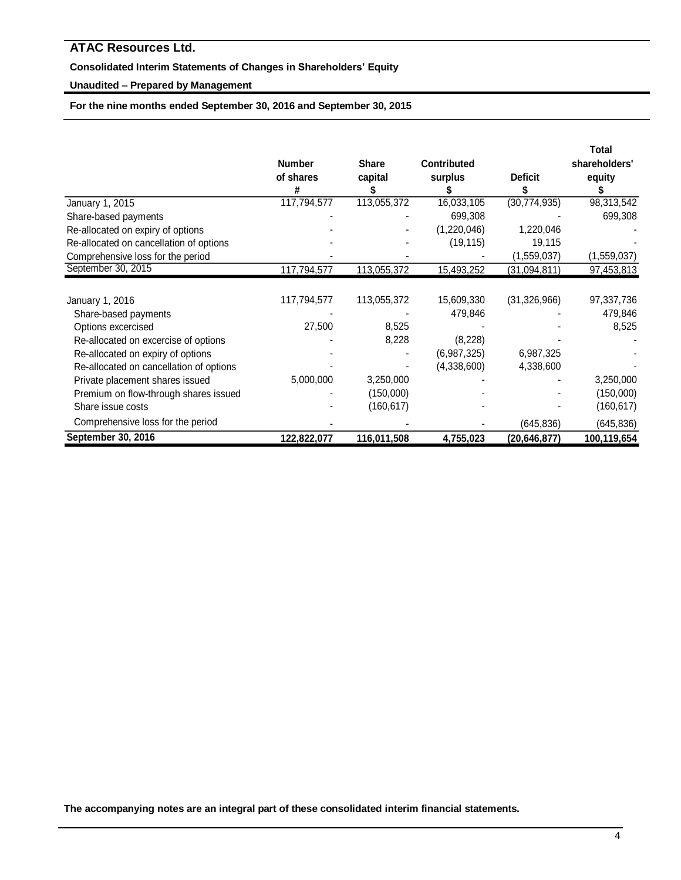## ATAC Resources Ltd.

**Consolidated Interim Statements of Changes in Shareholders' Equity**

**Unaudited – Prepared by Management**

**For the nine months ended September 30, 2016 and September 30, 2015**

| | Number of shares # | Share capital $ | Contributed surplus $ | Deficit $ | Total shareholders' equity $ |
|---|---|---|---|---|---|
| January 1, 2015 | 117,794,577 | 113,055,372 | 16,033,105 | (30,774,935) | 98,313,542 |
| Share-based payments | - | - | 699,308 | - | 699,308 |
| Re-allocated on expiry of options | - | - | (1,220,046) | 1,220,046 | - |
| Re-allocated on cancellation of options | - | - | (19,115) | 19,115 | - |
| Comprehensive loss for the period | - | - | - | (1,559,037) | (1,559,037) |
| September 30, 2015 | 117,794,577 | 113,055,372 | 15,493,252 | (31,094,811) | 97,453,813 |
| | | | | | |
| January 1, 2016 | 117,794,577 | 113,055,372 | 15,609,330 | (31,326,966) | 97,337,736 |
| Share-based payments | - | - | 479,846 | - | 479,846 |
| Options excercised | 27,500 | 8,525 | - | - | 8,525 |
| Re-allocated on excercise of options | - | 8,228 | (8,228) | - | - |
| Re-allocated on expiry of options | - | - | (6,987,325) | 6,987,325 | - |
| Re-allocated on cancellation of options | - | - | (4,338,600) | 4,338,600 | - |
| Private placement shares issued | 5,000,000 | 3,250,000 | - | - | 3,250,000 |
| Premium on flow-through shares issued | - | (150,000) | - | - | (150,000) |
| Share issue costs | - | (160,617) | - | - | (160,617) |
| Comprehensive loss for the period | - | - | - | (645,836) | (645,836) |
| **September 30, 2016** | **122,822,077** | **116,011,508** | **4,755,023** | **(20,646,877)** | **100,119,654** |

**The accompanying notes are an integral part of these consolidated interim financial statements.**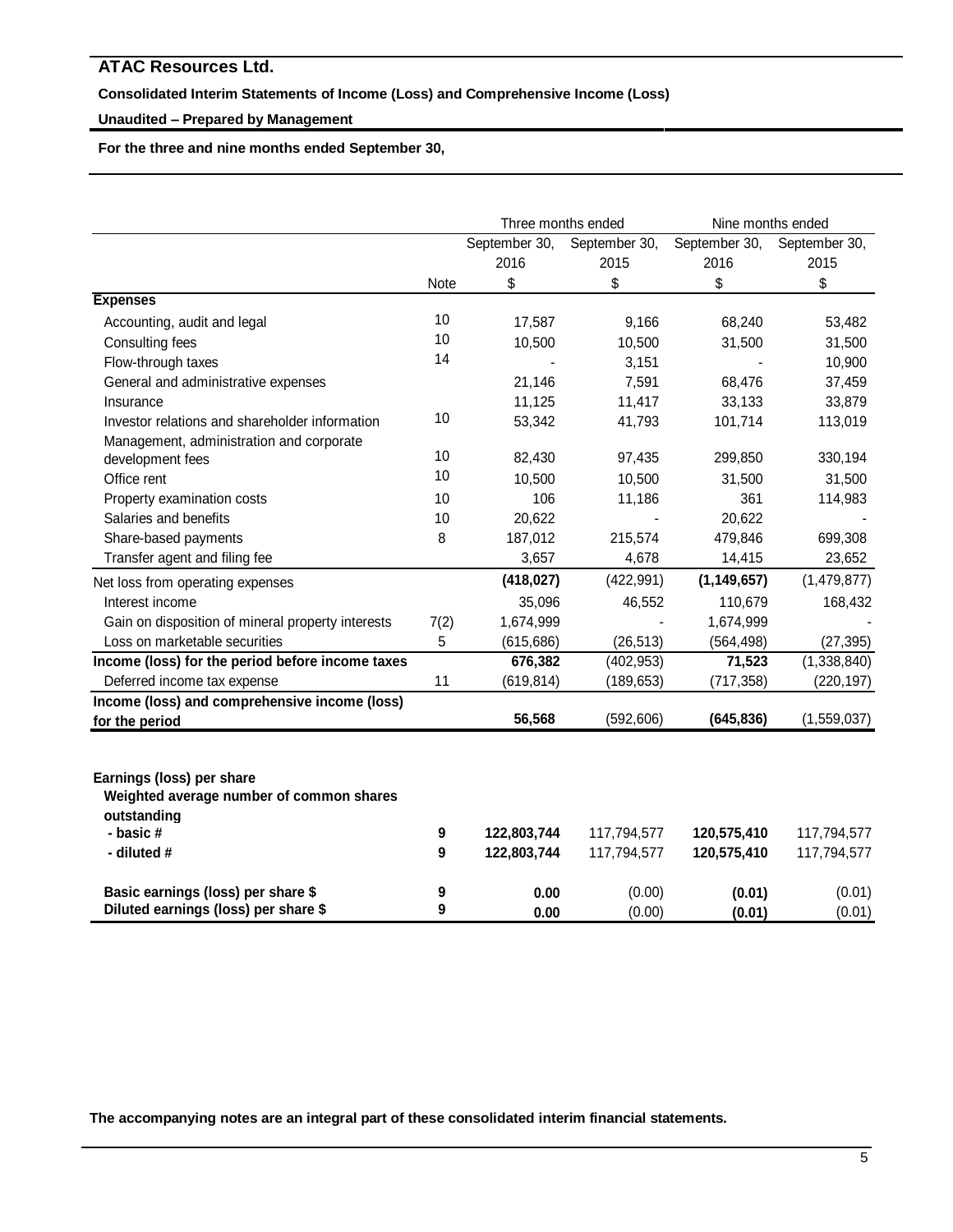# ATAC Resources Ltd.

**Consolidated Interim Statements of Income (Loss) and Comprehensive Income (Loss)**

**Unaudited – Prepared by Management**

**For the three and nine months ended September 30,**

| | | Three months ended | | Nine months ended | |
|---|---|---|---|---|---|
| | | September 30, 2016 | September 30, 2015 | September 30, 2016 | September 30, 2015 |
| | Note | $ | $ | $ | $ |
| **Expenses** | | | | | |
| Accounting, audit and legal | 10 | 17,587 | 9,166 | 68,240 | 53,482 |
| Consulting fees | 10 | 10,500 | 10,500 | 31,500 | 31,500 |
| Flow-through taxes | 14 | - | 3,151 | - | 10,900 |
| General and administrative expenses | | 21,146 | 7,591 | 68,476 | 37,459 |
| Insurance | | 11,125 | 11,417 | 33,133 | 33,879 |
| Investor relations and shareholder information | 10 | 53,342 | 41,793 | 101,714 | 113,019 |
| Management, administration and corporate development fees | 10 | 82,430 | 97,435 | 299,850 | 330,194 |
| Office rent | 10 | 10,500 | 10,500 | 31,500 | 31,500 |
| Property examination costs | 10 | 106 | 11,186 | 361 | 114,983 |
| Salaries and benefits | 10 | 20,622 | - | 20,622 | - |
| Share-based payments | 8 | 187,012 | 215,574 | 479,846 | 699,308 |
| Transfer agent and filing fee | | 3,657 | 4,678 | 14,415 | 23,652 |
| Net loss from operating expenses | | **(418,027)** | (422,991) | **(1,149,657)** | (1,479,877) |
| Interest income | | 35,096 | 46,552 | 110,679 | 168,432 |
| Gain on disposition of mineral property interests | 7(2) | 1,674,999 | - | 1,674,999 | - |
| Loss on marketable securities | 5 | (615,686) | (26,513) | (564,498) | (27,395) |
| **Income (loss) for the period before income taxes** | | **676,382** | (402,953) | **71,523** | (1,338,840) |
| Deferred income tax expense | 11 | (619,814) | (189,653) | (717,358) | (220,197) |
| **Income (loss) and comprehensive income (loss) for the period** | | **56,568** | (592,606) | **(645,836)** | (1,559,037) |
| | | | | | |
| **Earnings (loss) per share** | | | | | |
| **Weighted average number of common shares outstanding** | | | | | |
| **- basic #** | **9** | **122,803,744** | 117,794,577 | **120,575,410** | 117,794,577 |
| **- diluted #** | **9** | **122,803,744** | 117,794,577 | **120,575,410** | 117,794,577 |
| **Basic earnings (loss) per share $** | **9** | **0.00** | (0.00) | **(0.01)** | (0.01) |
| **Diluted earnings (loss) per share $** | **9** | **0.00** | (0.00) | **(0.01)** | (0.01) |

**The accompanying notes are an integral part of these consolidated interim financial statements.**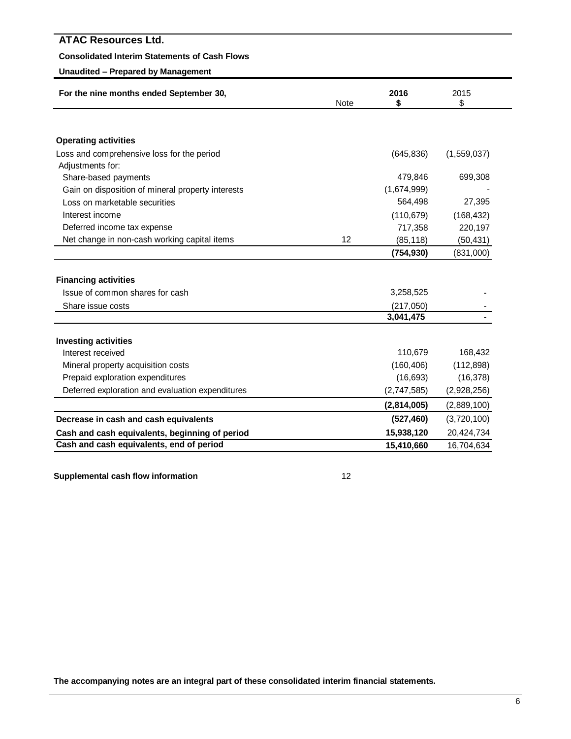# ATAC Resources Ltd.

**Consolidated Interim Statements of Cash Flows**

**Unaudited – Prepared by Management**

| For the nine months ended September 30, | Note | 2016 $ | 2015 $ |
|---|---|---|---|
| **Operating activities** | | | |
| Loss and comprehensive loss for the period | | (645,836) | (1,559,037) |
| Adjustments for: | | | |
| Share-based payments | | 479,846 | 699,308 |
| Gain on disposition of mineral property interests | | (1,674,999) | - |
| Loss on marketable securities | | 564,498 | 27,395 |
| Interest income | | (110,679) | (168,432) |
| Deferred income tax expense | | 717,358 | 220,197 |
| Net change in non-cash working capital items | 12 | (85,118) | (50,431) |
| | | **(754,930)** | (831,000) |
| **Financing activities** | | | |
| Issue of common shares for cash | | 3,258,525 | - |
| Share issue costs | | (217,050) | - |
| | | **3,041,475** | - |
| **Investing activities** | | | |
| Interest received | | 110,679 | 168,432 |
| Mineral property acquisition costs | | (160,406) | (112,898) |
| Prepaid exploration expenditures | | (16,693) | (16,378) |
| Deferred exploration and evaluation expenditures | | (2,747,585) | (2,928,256) |
| | | **(2,814,005)** | (2,889,100) |
| **Decrease in cash and cash equivalents** | | **(527,460)** | (3,720,100) |
| **Cash and cash equivalents, beginning of period** | | **15,938,120** | 20,424,734 |
| **Cash and cash equivalents, end of period** | | **15,410,660** | 16,704,634 |

**Supplemental cash flow information** 12

**The accompanying notes are an integral part of these consolidated interim financial statements.**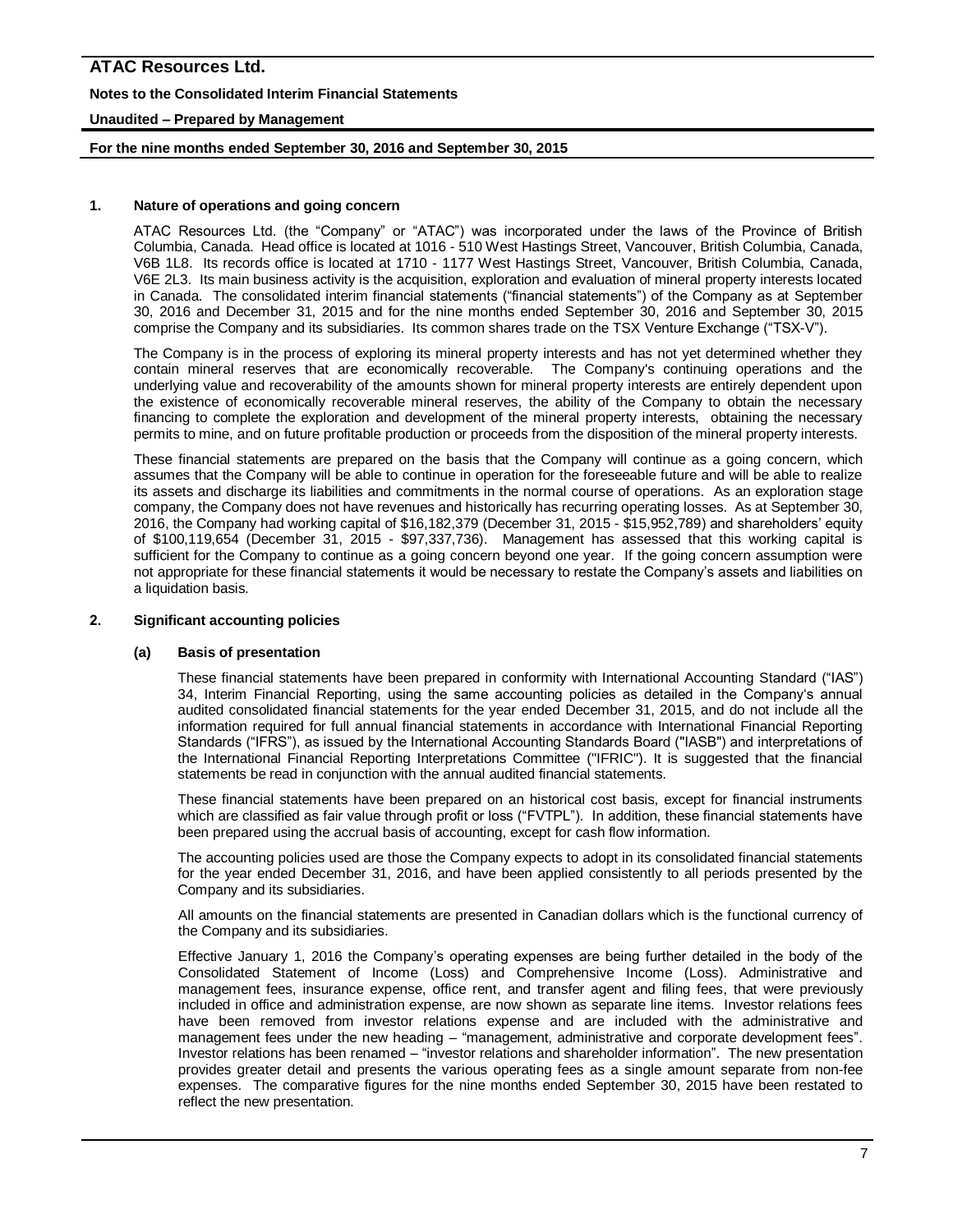## 1. Nature of operations and going concern

ATAC Resources Ltd. (the "Company" or "ATAC") was incorporated under the laws of the Province of British Columbia, Canada. Head office is located at 1016 - 510 West Hastings Street, Vancouver, British Columbia, Canada, V6B 1L8. Its records office is located at 1710 - 1177 West Hastings Street, Vancouver, British Columbia, Canada, V6E 2L3. Its main business activity is the acquisition, exploration and evaluation of mineral property interests located in Canada. The consolidated interim financial statements ("financial statements") of the Company as at September 30, 2016 and December 31, 2015 and for the nine months ended September 30, 2016 and September 30, 2015 comprise the Company and its subsidiaries. Its common shares trade on the TSX Venture Exchange ("TSX-V").

The Company is in the process of exploring its mineral property interests and has not yet determined whether they contain mineral reserves that are economically recoverable. The Company's continuing operations and the underlying value and recoverability of the amounts shown for mineral property interests are entirely dependent upon the existence of economically recoverable mineral reserves, the ability of the Company to obtain the necessary financing to complete the exploration and development of the mineral property interests, obtaining the necessary permits to mine, and on future profitable production or proceeds from the disposition of the mineral property interests.

These financial statements are prepared on the basis that the Company will continue as a going concern, which assumes that the Company will be able to continue in operation for the foreseeable future and will be able to realize its assets and discharge its liabilities and commitments in the normal course of operations. As an exploration stage company, the Company does not have revenues and historically has recurring operating losses. As at September 30, 2016, the Company had working capital of $16,182,379 (December 31, 2015 - $15,952,789) and shareholders' equity of $100,119,654 (December 31, 2015 - $97,337,736). Management has assessed that this working capital is sufficient for the Company to continue as a going concern beyond one year. If the going concern assumption were not appropriate for these financial statements it would be necessary to restate the Company's assets and liabilities on a liquidation basis.

## 2. Significant accounting policies

### (a) Basis of presentation

These financial statements have been prepared in conformity with International Accounting Standard ("IAS") 34, Interim Financial Reporting, using the same accounting policies as detailed in the Company's annual audited consolidated financial statements for the year ended December 31, 2015, and do not include all the information required for full annual financial statements in accordance with International Financial Reporting Standards ("IFRS"), as issued by the International Accounting Standards Board ("IASB") and interpretations of the International Financial Reporting Interpretations Committee ("IFRIC"). It is suggested that the financial statements be read in conjunction with the annual audited financial statements.

These financial statements have been prepared on an historical cost basis, except for financial instruments which are classified as fair value through profit or loss ("FVTPL"). In addition, these financial statements have been prepared using the accrual basis of accounting, except for cash flow information.

The accounting policies used are those the Company expects to adopt in its consolidated financial statements for the year ended December 31, 2016, and have been applied consistently to all periods presented by the Company and its subsidiaries.

All amounts on the financial statements are presented in Canadian dollars which is the functional currency of the Company and its subsidiaries.

Effective January 1, 2016 the Company's operating expenses are being further detailed in the body of the Consolidated Statement of Income (Loss) and Comprehensive Income (Loss). Administrative and management fees, insurance expense, office rent, and transfer agent and filing fees, that were previously included in office and administration expense, are now shown as separate line items. Investor relations fees have been removed from investor relations expense and are included with the administrative and management fees under the new heading – "management, administrative and corporate development fees". Investor relations has been renamed – "investor relations and shareholder information". The new presentation provides greater detail and presents the various operating fees as a single amount separate from non-fee expenses. The comparative figures for the nine months ended September 30, 2015 have been restated to reflect the new presentation.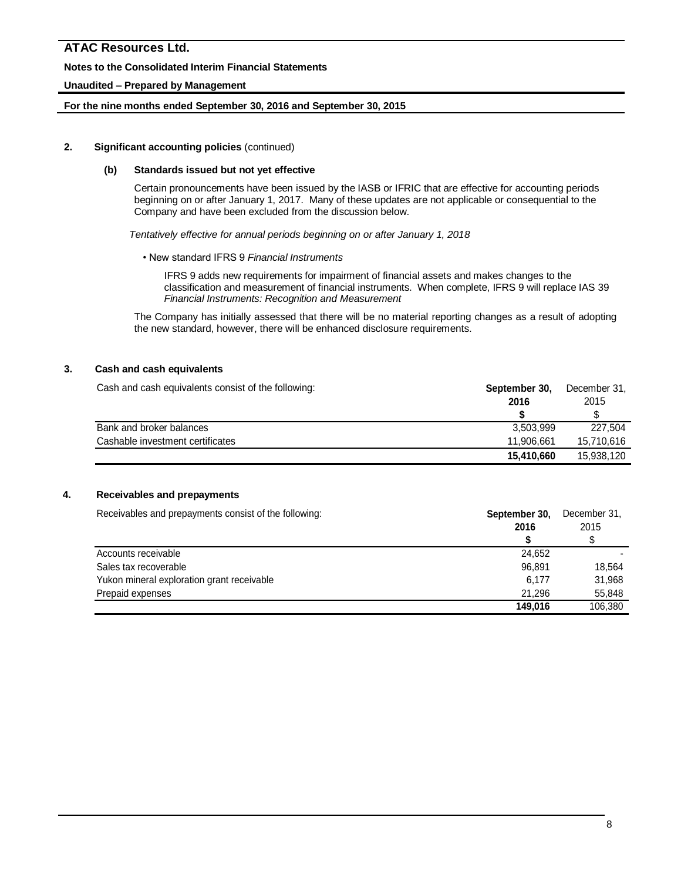## 2. Significant accounting policies (continued)

### (b) Standards issued but not yet effective

Certain pronouncements have been issued by the IASB or IFRIC that are effective for accounting periods beginning on or after January 1, 2017. Many of these updates are not applicable or consequential to the Company and have been excluded from the discussion below.

*Tentatively effective for annual periods beginning on or after January 1, 2018*

- New standard IFRS 9 *Financial Instruments*

  IFRS 9 adds new requirements for impairment of financial assets and makes changes to the classification and measurement of financial instruments. When complete, IFRS 9 will replace IAS 39 *Financial Instruments: Recognition and Measurement*

The Company has initially assessed that there will be no material reporting changes as a result of adopting the new standard, however, there will be enhanced disclosure requirements.

## 3. Cash and cash equivalents

| Cash and cash equivalents consist of the following: | **September 30, 2016** | December 31, 2015 |
|---|---|---|
| | **$** | $ |
| Bank and broker balances | 3,503,999 | 227,504 |
| Cashable investment certificates | 11,906,661 | 15,710,616 |
| | **15,410,660** | 15,938,120 |

## 4. Receivables and prepayments

| Receivables and prepayments consist of the following: | **September 30, 2016** | December 31, 2015 |
|---|---|---|
| | **$** | $ |
| Accounts receivable | 24,652 | - |
| Sales tax recoverable | 96,891 | 18,564 |
| Yukon mineral exploration grant receivable | 6,177 | 31,968 |
| Prepaid expenses | 21,296 | 55,848 |
| | **149,016** | 106,380 |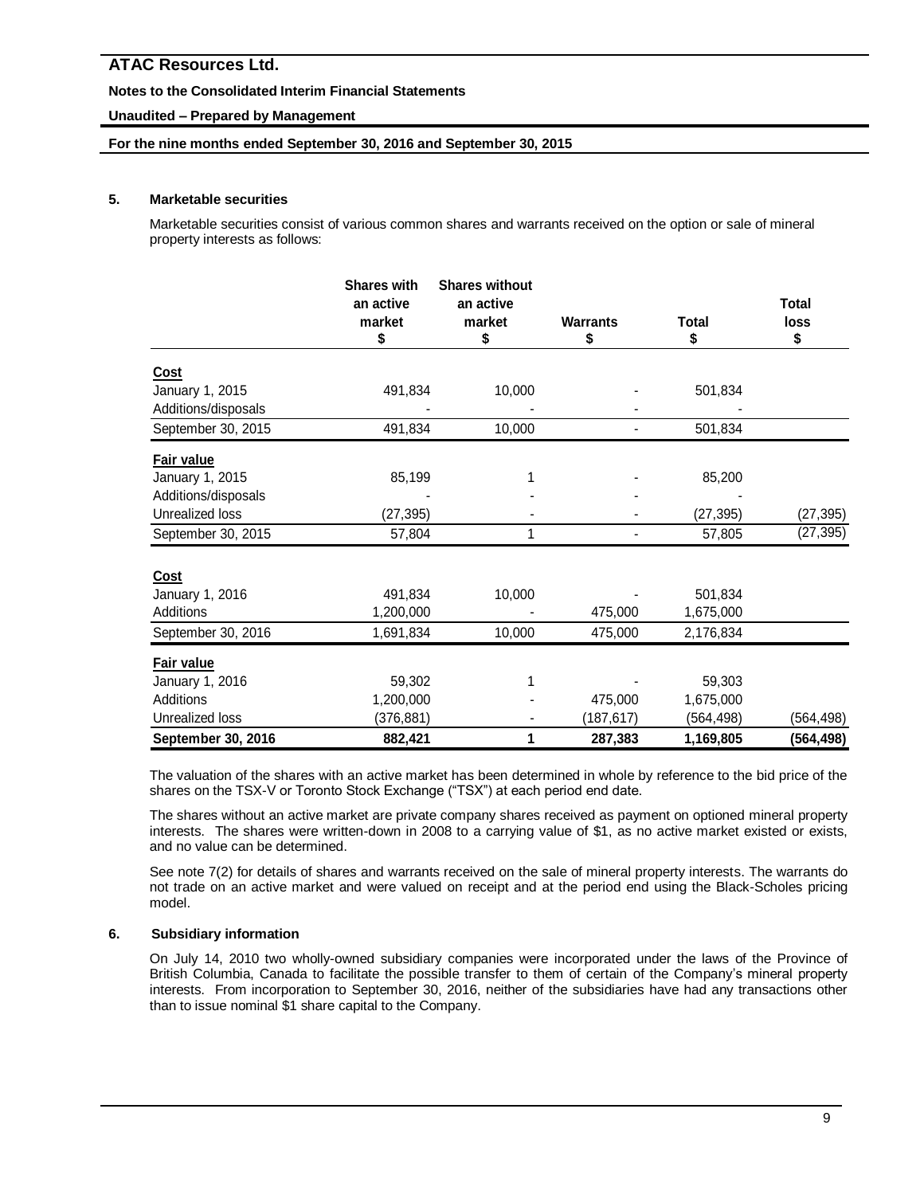### 5. Marketable securities

Marketable securities consist of various common shares and warrants received on the option or sale of mineral property interests as follows:

| | Shares with an active market $ | Shares without an active market $ | Warrants $ | Total $ | Total loss $ |
|---|---|---|---|---|---|
| **Cost** | | | | | |
| January 1, 2015 | 491,834 | 10,000 | - | 501,834 | |
| Additions/disposals | - | - | - | - | |
| September 30, 2015 | 491,834 | 10,000 | - | 501,834 | |
| **Fair value** | | | | | |
| January 1, 2015 | 85,199 | 1 | - | 85,200 | |
| Additions/disposals | - | - | - | - | |
| Unrealized loss | (27,395) | - | - | (27,395) | (27,395) |
| September 30, 2015 | 57,804 | 1 | - | 57,805 | (27,395) |
| **Cost** | | | | | |
| January 1, 2016 | 491,834 | 10,000 | - | 501,834 | |
| Additions | 1,200,000 | - | 475,000 | 1,675,000 | |
| September 30, 2016 | 1,691,834 | 10,000 | 475,000 | 2,176,834 | |
| **Fair value** | | | | | |
| January 1, 2016 | 59,302 | 1 | - | 59,303 | |
| Additions | 1,200,000 | - | 475,000 | 1,675,000 | |
| Unrealized loss | (376,881) | - | (187,617) | (564,498) | (564,498) |
| **September 30, 2016** | **882,421** | **1** | **287,383** | **1,169,805** | **(564,498)** |

The valuation of the shares with an active market has been determined in whole by reference to the bid price of the shares on the TSX-V or Toronto Stock Exchange ("TSX") at each period end date.

The shares without an active market are private company shares received as payment on optioned mineral property interests. The shares were written-down in 2008 to a carrying value of $1, as no active market existed or exists, and no value can be determined.

See note 7(2) for details of shares and warrants received on the sale of mineral property interests. The warrants do not trade on an active market and were valued on receipt and at the period end using the Black-Scholes pricing model.

### 6. Subsidiary information

On July 14, 2010 two wholly-owned subsidiary companies were incorporated under the laws of the Province of British Columbia, Canada to facilitate the possible transfer to them of certain of the Company's mineral property interests. From incorporation to September 30, 2016, neither of the subsidiaries have had any transactions other than to issue nominal $1 share capital to the Company.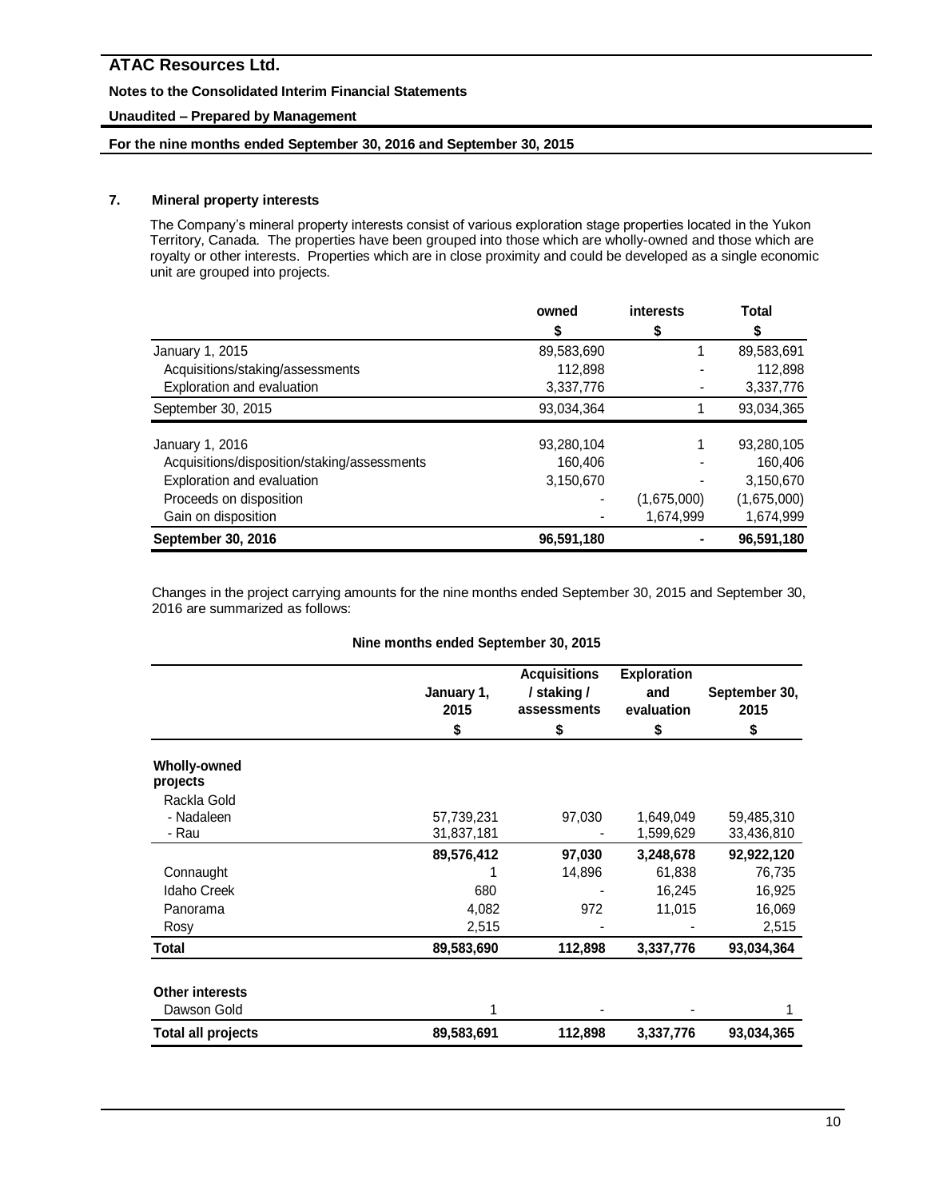## 7. Mineral property interests

The Company's mineral property interests consist of various exploration stage properties located in the Yukon Territory, Canada. The properties have been grouped into those which are wholly-owned and those which are royalty or other interests. Properties which are in close proximity and could be developed as a single economic unit are grouped into projects.

| | owned | interests | Total |
|---|---|---|---|
| | $ | $ | $ |
| January 1, 2015 | 89,583,690 | 1 | 89,583,691 |
| Acquisitions/staking/assessments | 112,898 | - | 112,898 |
| Exploration and evaluation | 3,337,776 | - | 3,337,776 |
| September 30, 2015 | 93,034,364 | 1 | 93,034,365 |
| January 1, 2016 | 93,280,104 | 1 | 93,280,105 |
| Acquisitions/disposition/staking/assessments | 160,406 | - | 160,406 |
| Exploration and evaluation | 3,150,670 | - | 3,150,670 |
| Proceeds on disposition | - | (1,675,000) | (1,675,000) |
| Gain on disposition | - | 1,674,999 | 1,674,999 |
| **September 30, 2016** | **96,591,180** | **-** | **96,591,180** |

Changes in the project carrying amounts for the nine months ended September 30, 2015 and September 30, 2016 are summarized as follows:

**Nine months ended September 30, 2015**

| | January 1, 2015 | Acquisitions / staking / assessments | Exploration and evaluation | September 30, 2015 |
|---|---|---|---|---|
| | $ | $ | $ | $ |
| **Wholly-owned projects** | | | | |
| Rackla Gold | | | | |
| - Nadaleen | 57,739,231 | 97,030 | 1,649,049 | 59,485,310 |
| - Rau | 31,837,181 | - | 1,599,629 | 33,436,810 |
| | **89,576,412** | **97,030** | **3,248,678** | **92,922,120** |
| Connaught | 1 | 14,896 | 61,838 | 76,735 |
| Idaho Creek | 680 | - | 16,245 | 16,925 |
| Panorama | 4,082 | 972 | 11,015 | 16,069 |
| Rosy | 2,515 | - | - | 2,515 |
| **Total** | **89,583,690** | **112,898** | **3,337,776** | **93,034,364** |
| **Other interests** | | | | |
| Dawson Gold | 1 | - | - | 1 |
| **Total all projects** | **89,583,691** | **112,898** | **3,337,776** | **93,034,365** |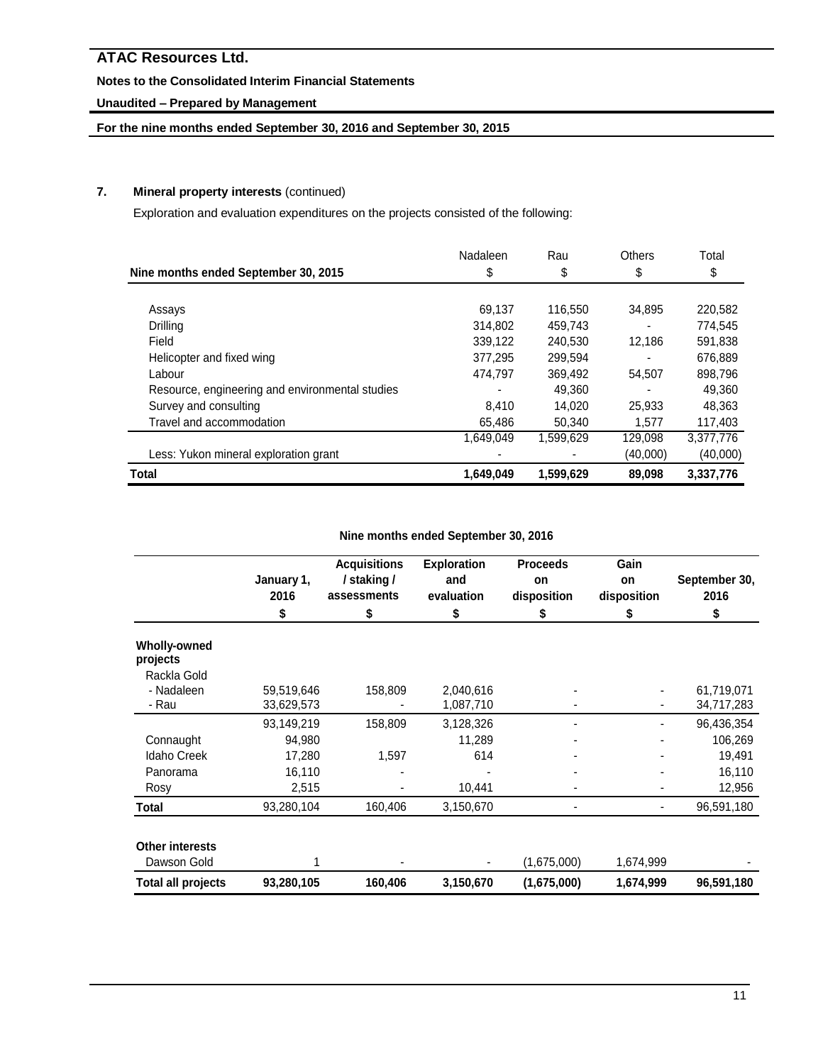## 7. Mineral property interests (continued)

Exploration and evaluation expenditures on the projects consisted of the following:

| Nine months ended September 30, 2015 | Nadaleen $ | Rau $ | Others $ | Total $ |
|---|---|---|---|---|
| Assays | 69,137 | 116,550 | 34,895 | 220,582 |
| Drilling | 314,802 | 459,743 | - | 774,545 |
| Field | 339,122 | 240,530 | 12,186 | 591,838 |
| Helicopter and fixed wing | 377,295 | 299,594 | - | 676,889 |
| Labour | 474,797 | 369,492 | 54,507 | 898,796 |
| Resource, engineering and environmental studies | - | 49,360 | - | 49,360 |
| Survey and consulting | 8,410 | 14,020 | 25,933 | 48,363 |
| Travel and accommodation | 65,486 | 50,340 | 1,577 | 117,403 |
| | 1,649,049 | 1,599,629 | 129,098 | 3,377,776 |
| Less: Yukon mineral exploration grant | - | - | (40,000) | (40,000) |
| **Total** | **1,649,049** | **1,599,629** | **89,098** | **3,337,776** |

**Nine months ended September 30, 2016**

| | January 1, 2016 $ | Acquisitions / staking / assessments $ | Exploration and evaluation $ | Proceeds on disposition $ | Gain on disposition $ | September 30, 2016 $ |
|---|---|---|---|---|---|---|
| **Wholly-owned projects** | | | | | | |
| Rackla Gold | | | | | | |
| - Nadaleen | 59,519,646 | 158,809 | 2,040,616 | - | - | 61,719,071 |
| - Rau | 33,629,573 | - | 1,087,710 | - | - | 34,717,283 |
| | 93,149,219 | 158,809 | 3,128,326 | - | - | 96,436,354 |
| Connaught | 94,980 | | 11,289 | - | - | 106,269 |
| Idaho Creek | 17,280 | 1,597 | 614 | - | - | 19,491 |
| Panorama | 16,110 | - | - | - | - | 16,110 |
| Rosy | 2,515 | - | 10,441 | - | - | 12,956 |
| **Total** | 93,280,104 | 160,406 | 3,150,670 | - | - | 96,591,180 |
| **Other interests** | | | | | | |
| Dawson Gold | 1 | - | - | (1,675,000) | 1,674,999 | - |
| **Total all projects** | **93,280,105** | **160,406** | **3,150,670** | **(1,675,000)** | **1,674,999** | **96,591,180** |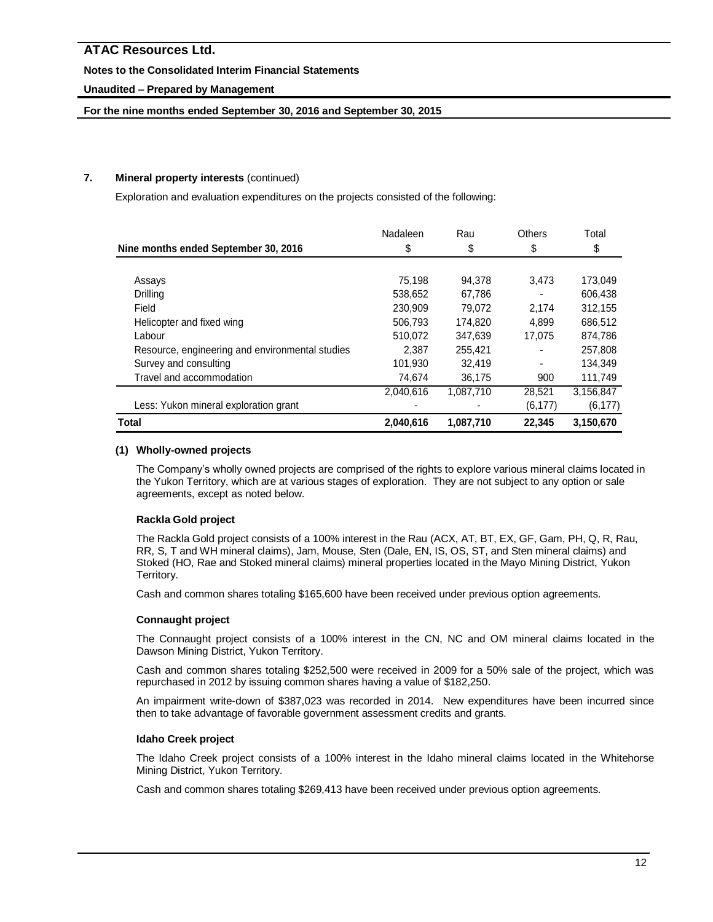## 7. Mineral property interests (continued)

Exploration and evaluation expenditures on the projects consisted of the following:

| Nine months ended September 30, 2016 | Nadaleen<br>$ | Rau<br>$ | Others<br>$ | Total<br>$ |
|---|---|---|---|---|
| Assays | 75,198 | 94,378 | 3,473 | 173,049 |
| Drilling | 538,652 | 67,786 | - | 606,438 |
| Field | 230,909 | 79,072 | 2,174 | 312,155 |
| Helicopter and fixed wing | 506,793 | 174,820 | 4,899 | 686,512 |
| Labour | 510,072 | 347,639 | 17,075 | 874,786 |
| Resource, engineering and environmental studies | 2,387 | 255,421 | - | 257,808 |
| Survey and consulting | 101,930 | 32,419 | - | 134,349 |
| Travel and accommodation | 74,674 | 36,175 | 900 | 111,749 |
| | 2,040,616 | 1,087,710 | 28,521 | 3,156,847 |
| Less: Yukon mineral exploration grant | - | - | (6,177) | (6,177) |
| **Total** | **2,040,616** | **1,087,710** | **22,345** | **3,150,670** |

### (1) Wholly-owned projects

The Company's wholly owned projects are comprised of the rights to explore various mineral claims located in the Yukon Territory, which are at various stages of exploration. They are not subject to any option or sale agreements, except as noted below.

#### Rackla Gold project

The Rackla Gold project consists of a 100% interest in the Rau (ACX, AT, BT, EX, GF, Gam, PH, Q, R, Rau, RR, S, T and WH mineral claims), Jam, Mouse, Sten (Dale, EN, IS, OS, ST, and Sten mineral claims) and Stoked (HO, Rae and Stoked mineral claims) mineral properties located in the Mayo Mining District, Yukon Territory.

Cash and common shares totaling $165,600 have been received under previous option agreements.

#### Connaught project

The Connaught project consists of a 100% interest in the CN, NC and OM mineral claims located in the Dawson Mining District, Yukon Territory.

Cash and common shares totaling $252,500 were received in 2009 for a 50% sale of the project, which was repurchased in 2012 by issuing common shares having a value of $182,250.

An impairment write-down of $387,023 was recorded in 2014. New expenditures have been incurred since then to take advantage of favorable government assessment credits and grants.

#### Idaho Creek project

The Idaho Creek project consists of a 100% interest in the Idaho mineral claims located in the Whitehorse Mining District, Yukon Territory.

Cash and common shares totaling $269,413 have been received under previous option agreements.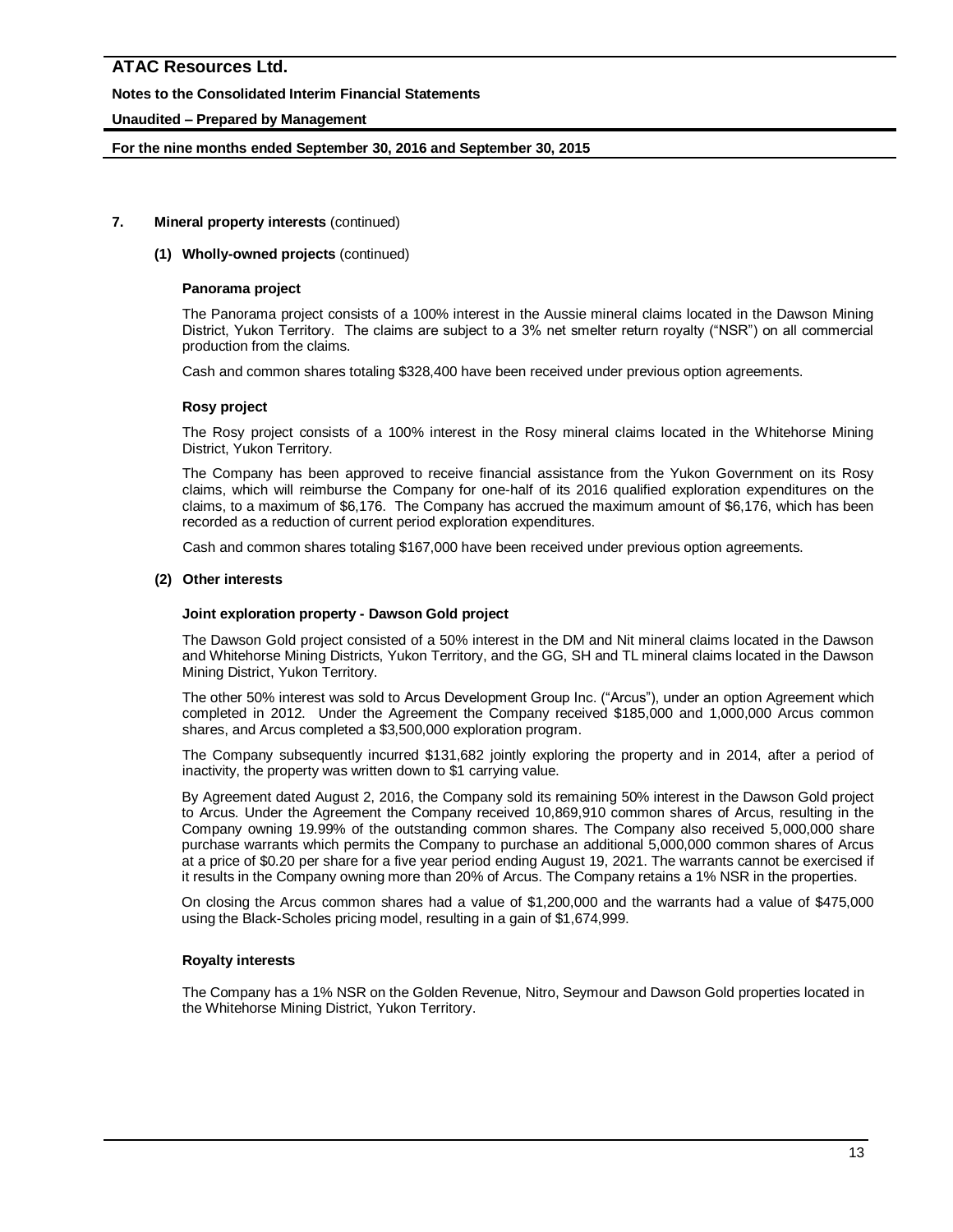**7. Mineral property interests** (continued)

**(1) Wholly-owned projects** (continued)

**Panorama project**

The Panorama project consists of a 100% interest in the Aussie mineral claims located in the Dawson Mining District, Yukon Territory. The claims are subject to a 3% net smelter return royalty ("NSR") on all commercial production from the claims.

Cash and common shares totaling $328,400 have been received under previous option agreements.

**Rosy project**

The Rosy project consists of a 100% interest in the Rosy mineral claims located in the Whitehorse Mining District, Yukon Territory.

The Company has been approved to receive financial assistance from the Yukon Government on its Rosy claims, which will reimburse the Company for one-half of its 2016 qualified exploration expenditures on the claims, to a maximum of $6,176. The Company has accrued the maximum amount of $6,176, which has been recorded as a reduction of current period exploration expenditures.

Cash and common shares totaling $167,000 have been received under previous option agreements.

**(2) Other interests**

**Joint exploration property - Dawson Gold project**

The Dawson Gold project consisted of a 50% interest in the DM and Nit mineral claims located in the Dawson and Whitehorse Mining Districts, Yukon Territory, and the GG, SH and TL mineral claims located in the Dawson Mining District, Yukon Territory.

The other 50% interest was sold to Arcus Development Group Inc. ("Arcus"), under an option Agreement which completed in 2012. Under the Agreement the Company received $185,000 and 1,000,000 Arcus common shares, and Arcus completed a $3,500,000 exploration program.

The Company subsequently incurred $131,682 jointly exploring the property and in 2014, after a period of inactivity, the property was written down to $1 carrying value.

By Agreement dated August 2, 2016, the Company sold its remaining 50% interest in the Dawson Gold project to Arcus. Under the Agreement the Company received 10,869,910 common shares of Arcus, resulting in the Company owning 19.99% of the outstanding common shares. The Company also received 5,000,000 share purchase warrants which permits the Company to purchase an additional 5,000,000 common shares of Arcus at a price of $0.20 per share for a five year period ending August 19, 2021. The warrants cannot be exercised if it results in the Company owning more than 20% of Arcus. The Company retains a 1% NSR in the properties.

On closing the Arcus common shares had a value of $1,200,000 and the warrants had a value of $475,000 using the Black-Scholes pricing model, resulting in a gain of $1,674,999.

**Royalty interests**

The Company has a 1% NSR on the Golden Revenue, Nitro, Seymour and Dawson Gold properties located in the Whitehorse Mining District, Yukon Territory.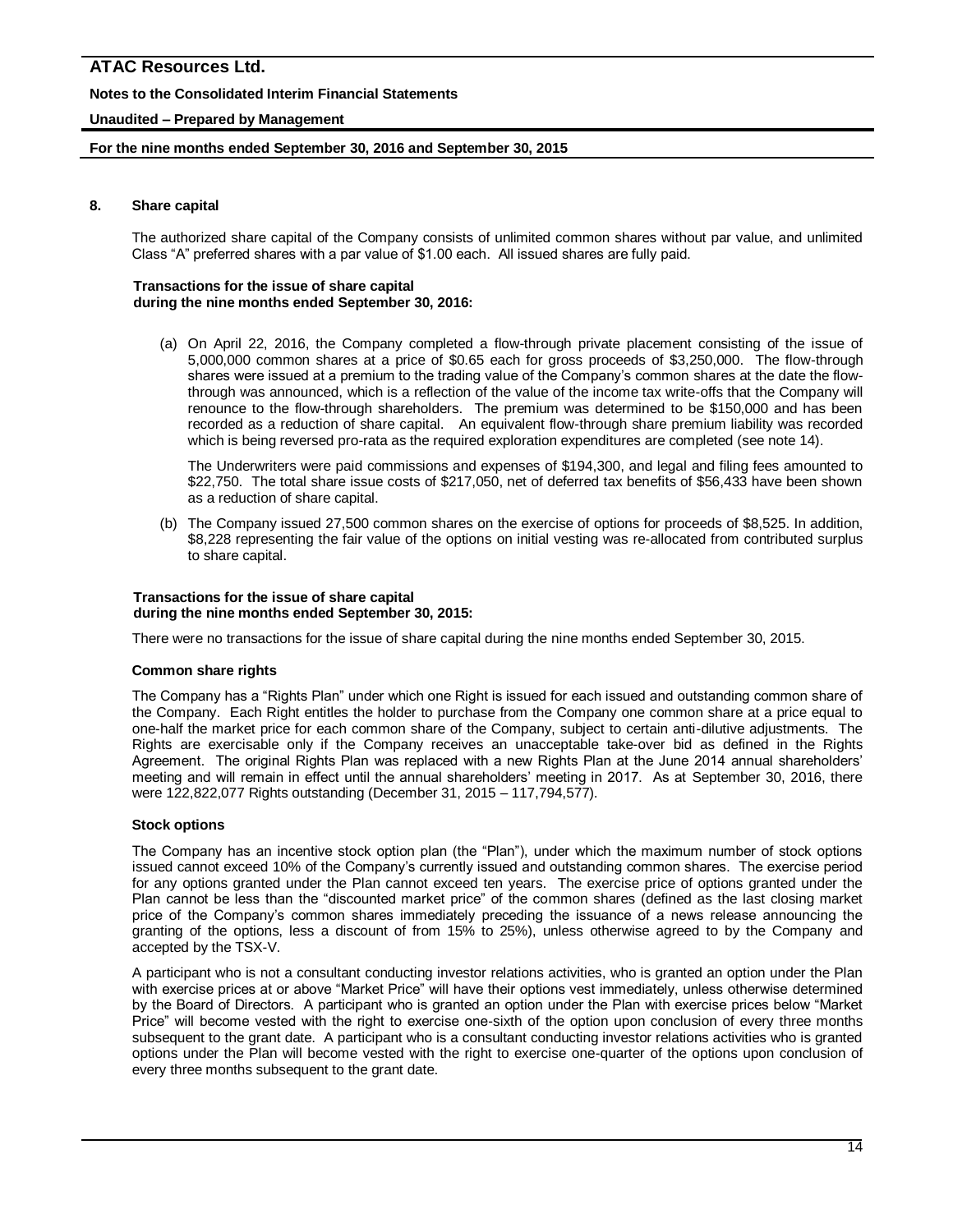## 8. Share capital

The authorized share capital of the Company consists of unlimited common shares without par value, and unlimited Class "A" preferred shares with a par value of $1.00 each. All issued shares are fully paid.

**Transactions for the issue of share capital during the nine months ended September 30, 2016:**

(a) On April 22, 2016, the Company completed a flow-through private placement consisting of the issue of 5,000,000 common shares at a price of $0.65 each for gross proceeds of $3,250,000. The flow-through shares were issued at a premium to the trading value of the Company's common shares at the date the flow-through was announced, which is a reflection of the value of the income tax write-offs that the Company will renounce to the flow-through shareholders. The premium was determined to be $150,000 and has been recorded as a reduction of share capital. An equivalent flow-through share premium liability was recorded which is being reversed pro-rata as the required exploration expenditures are completed (see note 14).

The Underwriters were paid commissions and expenses of $194,300, and legal and filing fees amounted to $22,750. The total share issue costs of $217,050, net of deferred tax benefits of $56,433 have been shown as a reduction of share capital.

(b) The Company issued 27,500 common shares on the exercise of options for proceeds of $8,525. In addition, $8,228 representing the fair value of the options on initial vesting was re-allocated from contributed surplus to share capital.

**Transactions for the issue of share capital during the nine months ended September 30, 2015:**

There were no transactions for the issue of share capital during the nine months ended September 30, 2015.

**Common share rights**

The Company has a "Rights Plan" under which one Right is issued for each issued and outstanding common share of the Company. Each Right entitles the holder to purchase from the Company one common share at a price equal to one-half the market price for each common share of the Company, subject to certain anti-dilutive adjustments. The Rights are exercisable only if the Company receives an unacceptable take-over bid as defined in the Rights Agreement. The original Rights Plan was replaced with a new Rights Plan at the June 2014 annual shareholders' meeting and will remain in effect until the annual shareholders' meeting in 2017. As at September 30, 2016, there were 122,822,077 Rights outstanding (December 31, 2015 – 117,794,577).

**Stock options**

The Company has an incentive stock option plan (the "Plan"), under which the maximum number of stock options issued cannot exceed 10% of the Company's currently issued and outstanding common shares. The exercise period for any options granted under the Plan cannot exceed ten years. The exercise price of options granted under the Plan cannot be less than the "discounted market price" of the common shares (defined as the last closing market price of the Company's common shares immediately preceding the issuance of a news release announcing the granting of the options, less a discount of from 15% to 25%), unless otherwise agreed to by the Company and accepted by the TSX-V.

A participant who is not a consultant conducting investor relations activities, who is granted an option under the Plan with exercise prices at or above "Market Price" will have their options vest immediately, unless otherwise determined by the Board of Directors. A participant who is granted an option under the Plan with exercise prices below "Market Price" will become vested with the right to exercise one-sixth of the option upon conclusion of every three months subsequent to the grant date. A participant who is a consultant conducting investor relations activities who is granted options under the Plan will become vested with the right to exercise one-quarter of the options upon conclusion of every three months subsequent to the grant date.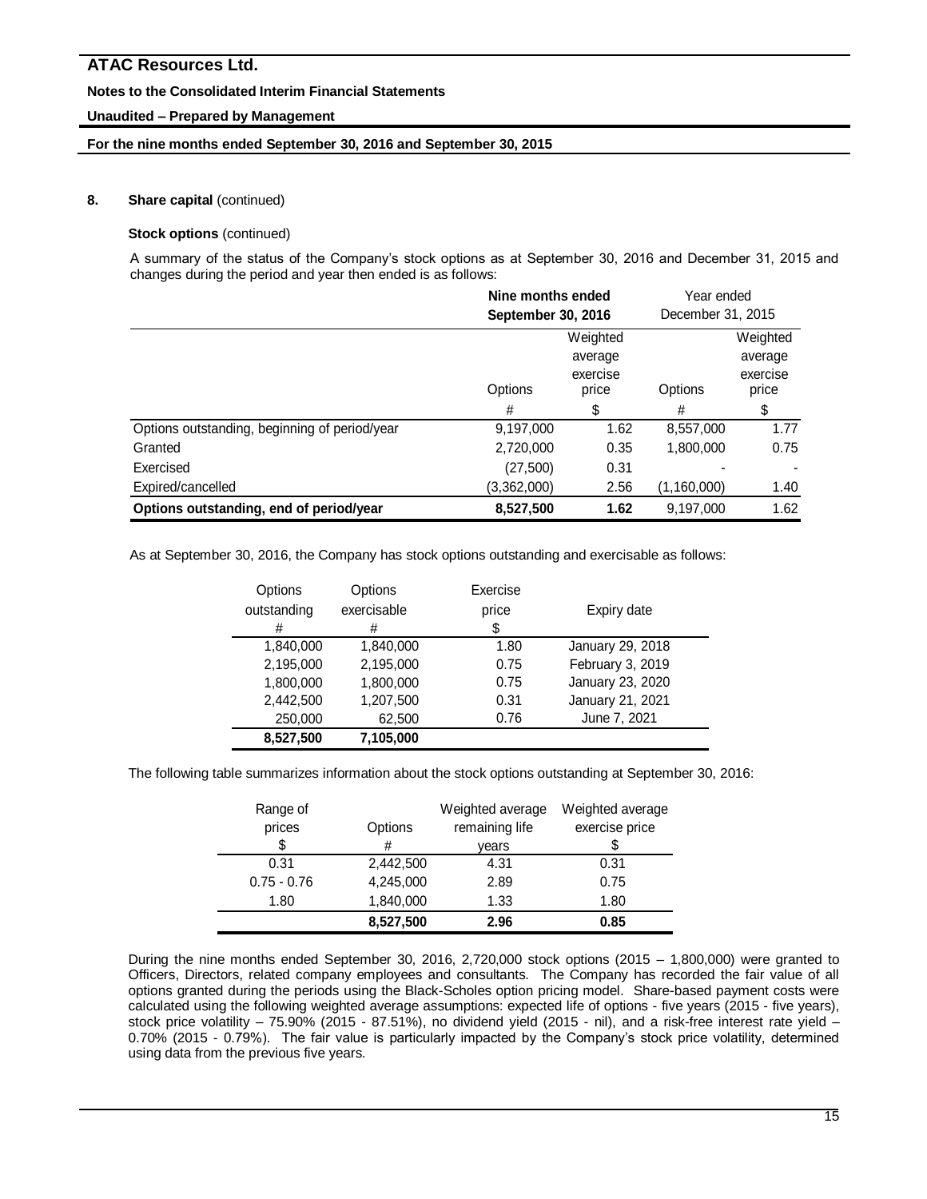## 8. Share capital (continued)

### Stock options (continued)

A summary of the status of the Company's stock options as at September 30, 2016 and December 31, 2015 and changes during the period and year then ended is as follows:

| | Nine months ended September 30, 2016 | | Year ended December 31, 2015 | |
|---|---|---|---|---|
| | Options | Weighted average exercise price | Options | Weighted average exercise price |
| | # | $ | # | $ |
| Options outstanding, beginning of period/year | 9,197,000 | 1.62 | 8,557,000 | 1.77 |
| Granted | 2,720,000 | 0.35 | 1,800,000 | 0.75 |
| Exercised | (27,500) | 0.31 | - | - |
| Expired/cancelled | (3,362,000) | 2.56 | (1,160,000) | 1.40 |
| **Options outstanding, end of period/year** | **8,527,500** | **1.62** | 9,197,000 | 1.62 |

As at September 30, 2016, the Company has stock options outstanding and exercisable as follows:

| Options outstanding # | Options exercisable # | Exercise price $ | Expiry date |
|---|---|---|---|
| 1,840,000 | 1,840,000 | 1.80 | January 29, 2018 |
| 2,195,000 | 2,195,000 | 0.75 | February 3, 2019 |
| 1,800,000 | 1,800,000 | 0.75 | January 23, 2020 |
| 2,442,500 | 1,207,500 | 0.31 | January 21, 2021 |
| 250,000 | 62,500 | 0.76 | June 7, 2021 |
| **8,527,500** | **7,105,000** | | |

The following table summarizes information about the stock options outstanding at September 30, 2016:

| Range of prices $ | Options # | Weighted average remaining life years | Weighted average exercise price $ |
|---|---|---|---|
| 0.31 | 2,442,500 | 4.31 | 0.31 |
| 0.75 - 0.76 | 4,245,000 | 2.89 | 0.75 |
| 1.80 | 1,840,000 | 1.33 | 1.80 |
| | **8,527,500** | **2.96** | **0.85** |

During the nine months ended September 30, 2016, 2,720,000 stock options (2015 – 1,800,000) were granted to Officers, Directors, related company employees and consultants. The Company has recorded the fair value of all options granted during the periods using the Black-Scholes option pricing model. Share-based payment costs were calculated using the following weighted average assumptions: expected life of options - five years (2015 - five years), stock price volatility – 75.90% (2015 - 87.51%), no dividend yield (2015 - nil), and a risk-free interest rate yield – 0.70% (2015 - 0.79%). The fair value is particularly impacted by the Company's stock price volatility, determined using data from the previous five years.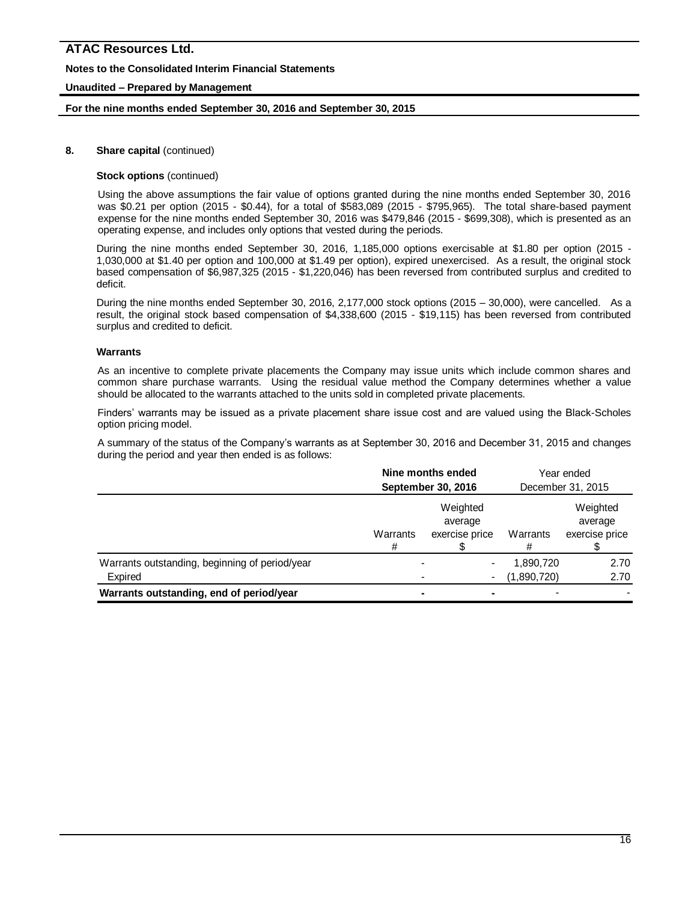**8. Share capital** (continued)

**Stock options** (continued)

Using the above assumptions the fair value of options granted during the nine months ended September 30, 2016 was $0.21 per option (2015 - $0.44), for a total of $583,089 (2015 - $795,965). The total share-based payment expense for the nine months ended September 30, 2016 was $479,846 (2015 - $699,308), which is presented as an operating expense, and includes only options that vested during the periods.

During the nine months ended September 30, 2016, 1,185,000 options exercisable at $1.80 per option (2015 - 1,030,000 at $1.40 per option and 100,000 at $1.49 per option), expired unexercised. As a result, the original stock based compensation of $6,987,325 (2015 - $1,220,046) has been reversed from contributed surplus and credited to deficit.

During the nine months ended September 30, 2016, 2,177,000 stock options (2015 – 30,000), were cancelled. As a result, the original stock based compensation of $4,338,600 (2015 - $19,115) has been reversed from contributed surplus and credited to deficit.

**Warrants**

As an incentive to complete private placements the Company may issue units which include common shares and common share purchase warrants. Using the residual value method the Company determines whether a value should be allocated to the warrants attached to the units sold in completed private placements.

Finders' warrants may be issued as a private placement share issue cost and are valued using the Black-Scholes option pricing model.

A summary of the status of the Company's warrants as at September 30, 2016 and December 31, 2015 and changes during the period and year then ended is as follows:

| | **Nine months ended September 30, 2016** | | Year ended December 31, 2015 | |
|---|---|---|---|---|
| | Warrants # | Weighted average exercise price $ | Warrants # | Weighted average exercise price $ |
| Warrants outstanding, beginning of period/year | - | - | 1,890,720 | 2.70 |
| Expired | - | - | (1,890,720) | 2.70 |
| **Warrants outstanding, end of period/year** | **-** | **-** | - | - |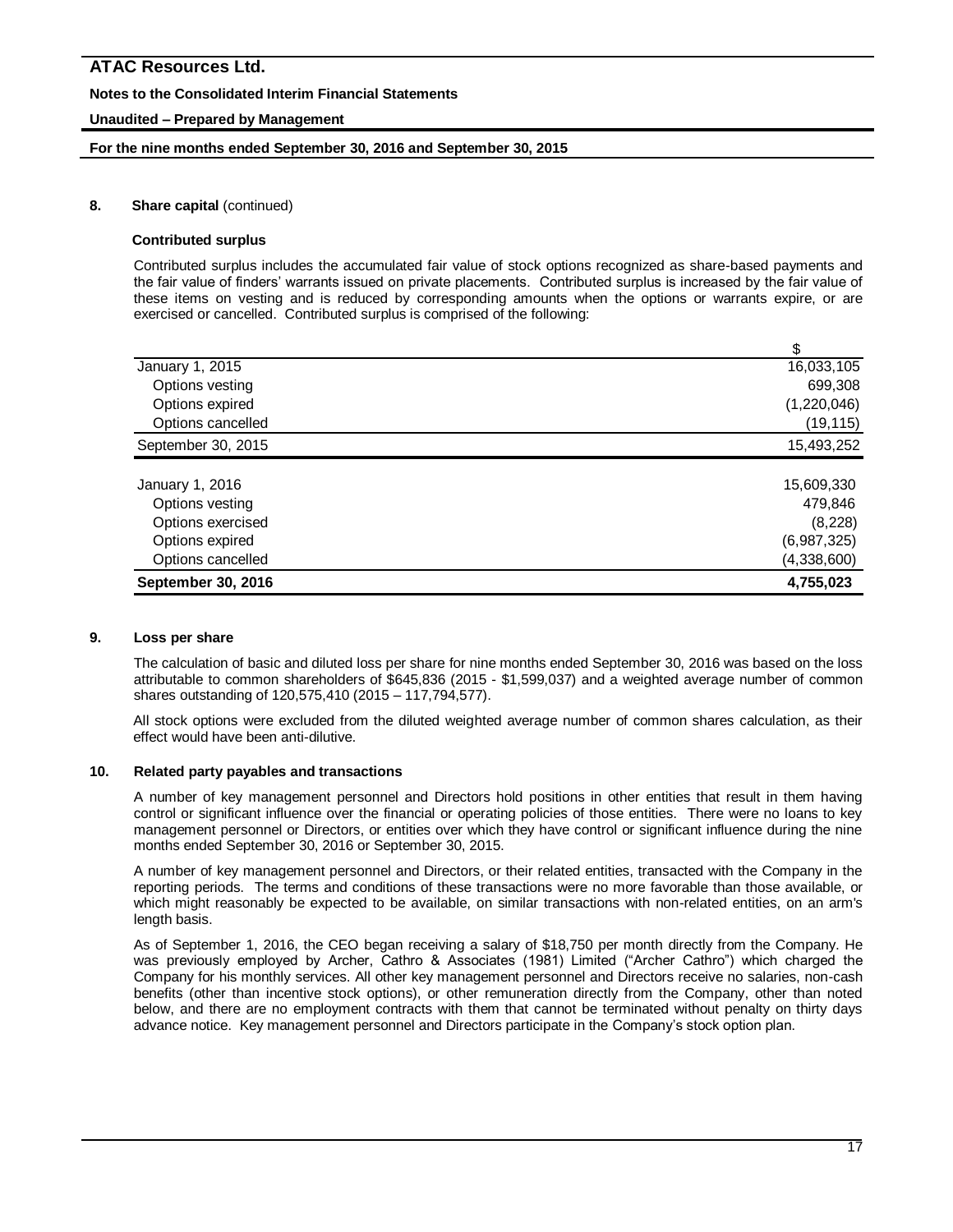## 8. Share capital (continued)

### Contributed surplus

Contributed surplus includes the accumulated fair value of stock options recognized as share-based payments and the fair value of finders' warrants issued on private placements. Contributed surplus is increased by the fair value of these items on vesting and is reduced by corresponding amounts when the options or warrants expire, or are exercised or cancelled. Contributed surplus is comprised of the following:

| | $ |
|---|---|
| January 1, 2015 | 16,033,105 |
| Options vesting | 699,308 |
| Options expired | (1,220,046) |
| Options cancelled | (19,115) |
| September 30, 2015 | 15,493,252 |
| | |
| January 1, 2016 | 15,609,330 |
| Options vesting | 479,846 |
| Options exercised | (8,228) |
| Options expired | (6,987,325) |
| Options cancelled | (4,338,600) |
| **September 30, 2016** | **4,755,023** |

## 9. Loss per share

The calculation of basic and diluted loss per share for nine months ended September 30, 2016 was based on the loss attributable to common shareholders of $645,836 (2015 - $1,599,037) and a weighted average number of common shares outstanding of 120,575,410 (2015 – 117,794,577).

All stock options were excluded from the diluted weighted average number of common shares calculation, as their effect would have been anti-dilutive.

## 10. Related party payables and transactions

A number of key management personnel and Directors hold positions in other entities that result in them having control or significant influence over the financial or operating policies of those entities. There were no loans to key management personnel or Directors, or entities over which they have control or significant influence during the nine months ended September 30, 2016 or September 30, 2015.

A number of key management personnel and Directors, or their related entities, transacted with the Company in the reporting periods. The terms and conditions of these transactions were no more favorable than those available, or which might reasonably be expected to be available, on similar transactions with non-related entities, on an arm's length basis.

As of September 1, 2016, the CEO began receiving a salary of $18,750 per month directly from the Company. He was previously employed by Archer, Cathro & Associates (1981) Limited ("Archer Cathro") which charged the Company for his monthly services. All other key management personnel and Directors receive no salaries, non-cash benefits (other than incentive stock options), or other remuneration directly from the Company, other than noted below, and there are no employment contracts with them that cannot be terminated without penalty on thirty days advance notice. Key management personnel and Directors participate in the Company's stock option plan.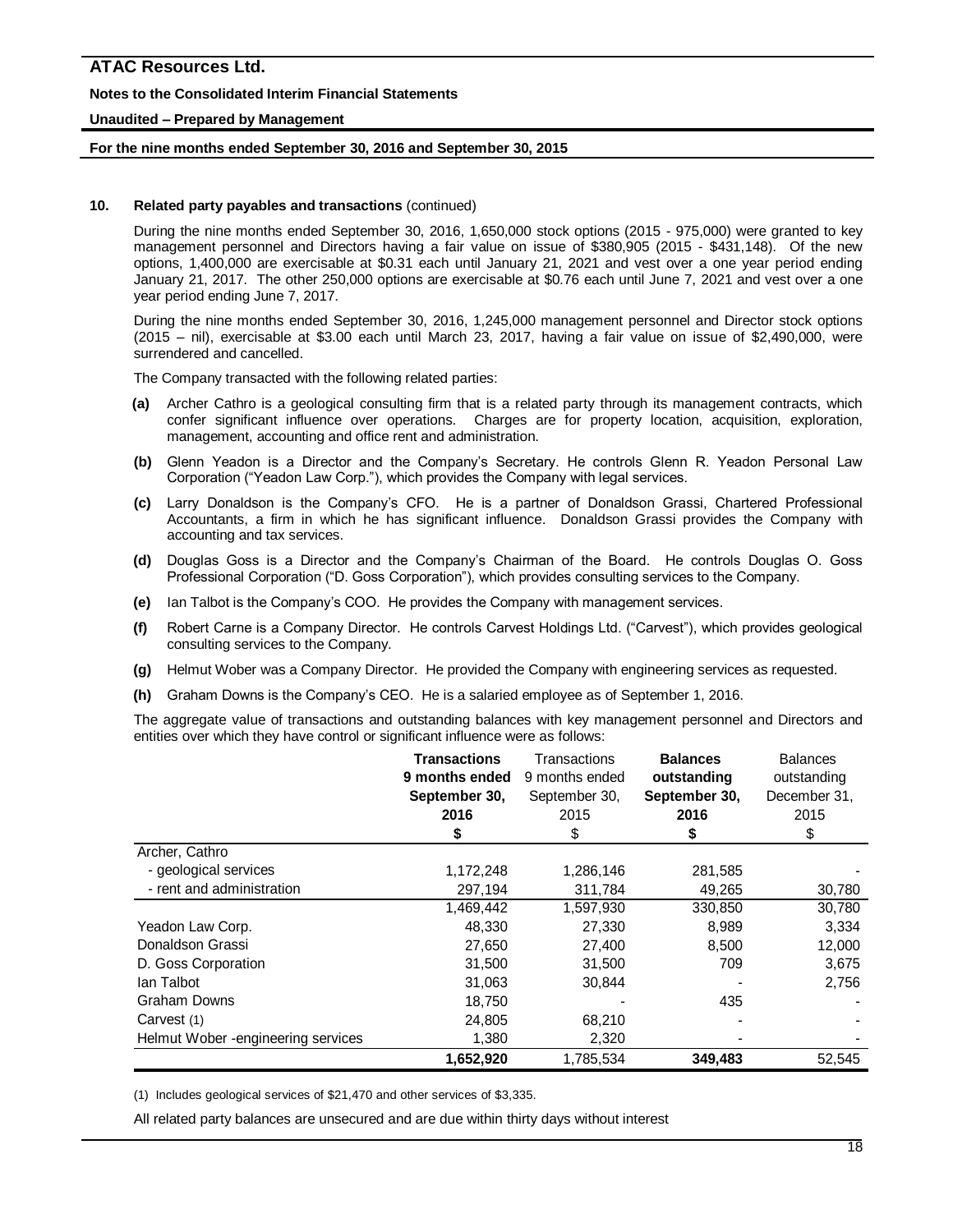**10. Related party payables and transactions** (continued)

During the nine months ended September 30, 2016, 1,650,000 stock options (2015 - 975,000) were granted to key management personnel and Directors having a fair value on issue of $380,905 (2015 - $431,148). Of the new options, 1,400,000 are exercisable at $0.31 each until January 21, 2021 and vest over a one year period ending January 21, 2017. The other 250,000 options are exercisable at $0.76 each until June 7, 2021 and vest over a one year period ending June 7, 2017.

During the nine months ended September 30, 2016, 1,245,000 management personnel and Director stock options (2015 – nil), exercisable at $3.00 each until March 23, 2017, having a fair value on issue of $2,490,000, were surrendered and cancelled.

The Company transacted with the following related parties:

**(a)** Archer Cathro is a geological consulting firm that is a related party through its management contracts, which confer significant influence over operations. Charges are for property location, acquisition, exploration, management, accounting and office rent and administration.

**(b)** Glenn Yeadon is a Director and the Company's Secretary. He controls Glenn R. Yeadon Personal Law Corporation ("Yeadon Law Corp."), which provides the Company with legal services.

**(c)** Larry Donaldson is the Company's CFO. He is a partner of Donaldson Grassi, Chartered Professional Accountants, a firm in which he has significant influence. Donaldson Grassi provides the Company with accounting and tax services.

**(d)** Douglas Goss is a Director and the Company's Chairman of the Board. He controls Douglas O. Goss Professional Corporation ("D. Goss Corporation"), which provides consulting services to the Company.

**(e)** Ian Talbot is the Company's COO. He provides the Company with management services.

**(f)** Robert Carne is a Company Director. He controls Carvest Holdings Ltd. ("Carvest"), which provides geological consulting services to the Company.

**(g)** Helmut Wober was a Company Director. He provided the Company with engineering services as requested.

**(h)** Graham Downs is the Company's CEO. He is a salaried employee as of September 1, 2016.

The aggregate value of transactions and outstanding balances with key management personnel and Directors and entities over which they have control or significant influence were as follows:

| | **Transactions 9 months ended September 30, 2016** | Transactions 9 months ended September 30, 2015 | **Balances outstanding September 30, 2016** | Balances outstanding December 31, 2015 |
|---|---|---|---|---|
| | **$** | $ | **$** | $ |
| Archer, Cathro | | | | |
| - geological services | 1,172,248 | 1,286,146 | 281,585 | - |
| - rent and administration | 297,194 | 311,784 | 49,265 | 30,780 |
| | 1,469,442 | 1,597,930 | 330,850 | 30,780 |
| Yeadon Law Corp. | 48,330 | 27,330 | 8,989 | 3,334 |
| Donaldson Grassi | 27,650 | 27,400 | 8,500 | 12,000 |
| D. Goss Corporation | 31,500 | 31,500 | 709 | 3,675 |
| Ian Talbot | 31,063 | 30,844 | - | 2,756 |
| Graham Downs | 18,750 | - | 435 | - |
| Carvest (1) | 24,805 | 68,210 | - | - |
| Helmut Wober -engineering services | 1,380 | 2,320 | - | - |
| | **1,652,920** | 1,785,534 | **349,483** | 52,545 |

(1) Includes geological services of $21,470 and other services of $3,335.

All related party balances are unsecured and are due within thirty days without interest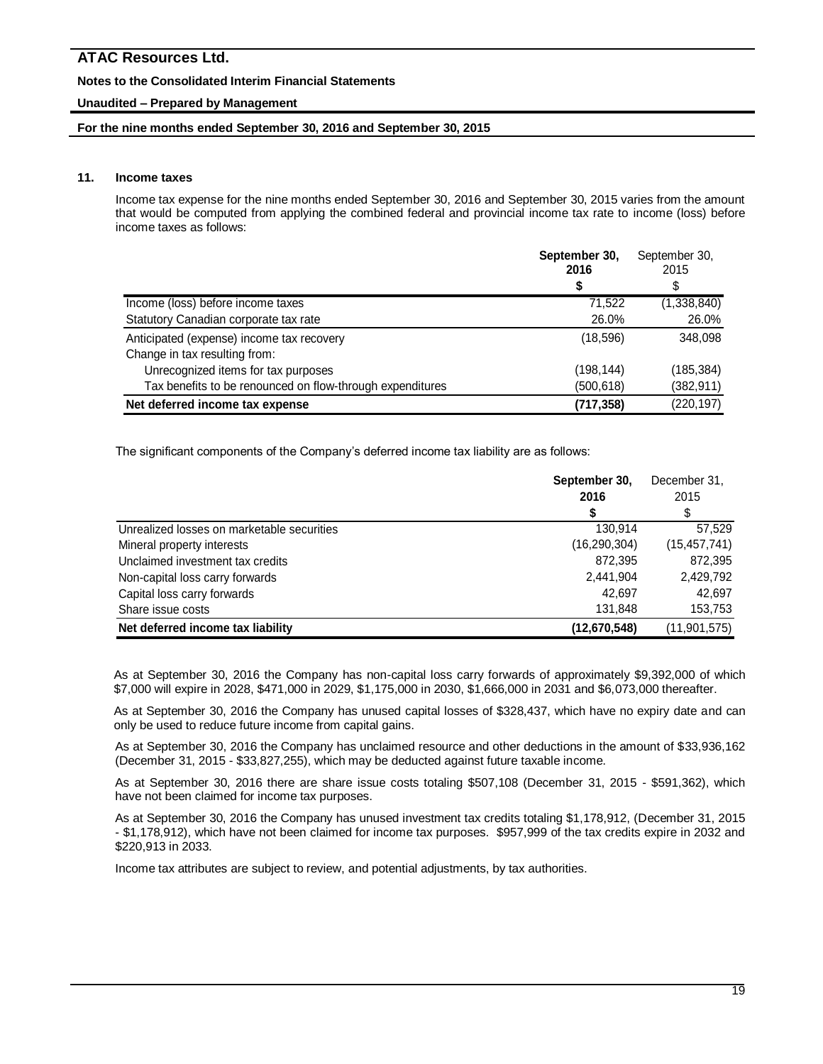# ATAC Resources Ltd.

**Notes to the Consolidated Interim Financial Statements**

**Unaudited – Prepared by Management**

**For the nine months ended September 30, 2016 and September 30, 2015**

**11. Income taxes**

Income tax expense for the nine months ended September 30, 2016 and September 30, 2015 varies from the amount that would be computed from applying the combined federal and provincial income tax rate to income (loss) before income taxes as follows:

| | **September 30, 2016** | September 30, 2015 |
|---|---|---|
| | **$** | $ |
| Income (loss) before income taxes | 71,522 | (1,338,840) |
| Statutory Canadian corporate tax rate | 26.0% | 26.0% |
| Anticipated (expense) income tax recovery | (18,596) | 348,098 |
| Change in tax resulting from: | | |
| Unrecognized items for tax purposes | (198,144) | (185,384) |
| Tax benefits to be renounced on flow-through expenditures | (500,618) | (382,911) |
| **Net deferred income tax expense** | **(717,358)** | (220,197) |

The significant components of the Company's deferred income tax liability are as follows:

| | **September 30, 2016** | December 31, 2015 |
|---|---|---|
| | **$** | $ |
| Unrealized losses on marketable securities | 130,914 | 57,529 |
| Mineral property interests | (16,290,304) | (15,457,741) |
| Unclaimed investment tax credits | 872,395 | 872,395 |
| Non-capital loss carry forwards | 2,441,904 | 2,429,792 |
| Capital loss carry forwards | 42,697 | 42,697 |
| Share issue costs | 131,848 | 153,753 |
| **Net deferred income tax liability** | **(12,670,548)** | (11,901,575) |

As at September 30, 2016 the Company has non-capital loss carry forwards of approximately $9,392,000 of which $7,000 will expire in 2028, $471,000 in 2029, $1,175,000 in 2030, $1,666,000 in 2031 and $6,073,000 thereafter.

As at September 30, 2016 the Company has unused capital losses of $328,437, which have no expiry date and can only be used to reduce future income from capital gains.

As at September 30, 2016 the Company has unclaimed resource and other deductions in the amount of $33,936,162 (December 31, 2015 - $33,827,255), which may be deducted against future taxable income.

As at September 30, 2016 there are share issue costs totaling $507,108 (December 31, 2015 - $591,362), which have not been claimed for income tax purposes.

As at September 30, 2016 the Company has unused investment tax credits totaling $1,178,912, (December 31, 2015 - $1,178,912), which have not been claimed for income tax purposes. $957,999 of the tax credits expire in 2032 and $220,913 in 2033.

Income tax attributes are subject to review, and potential adjustments, by tax authorities.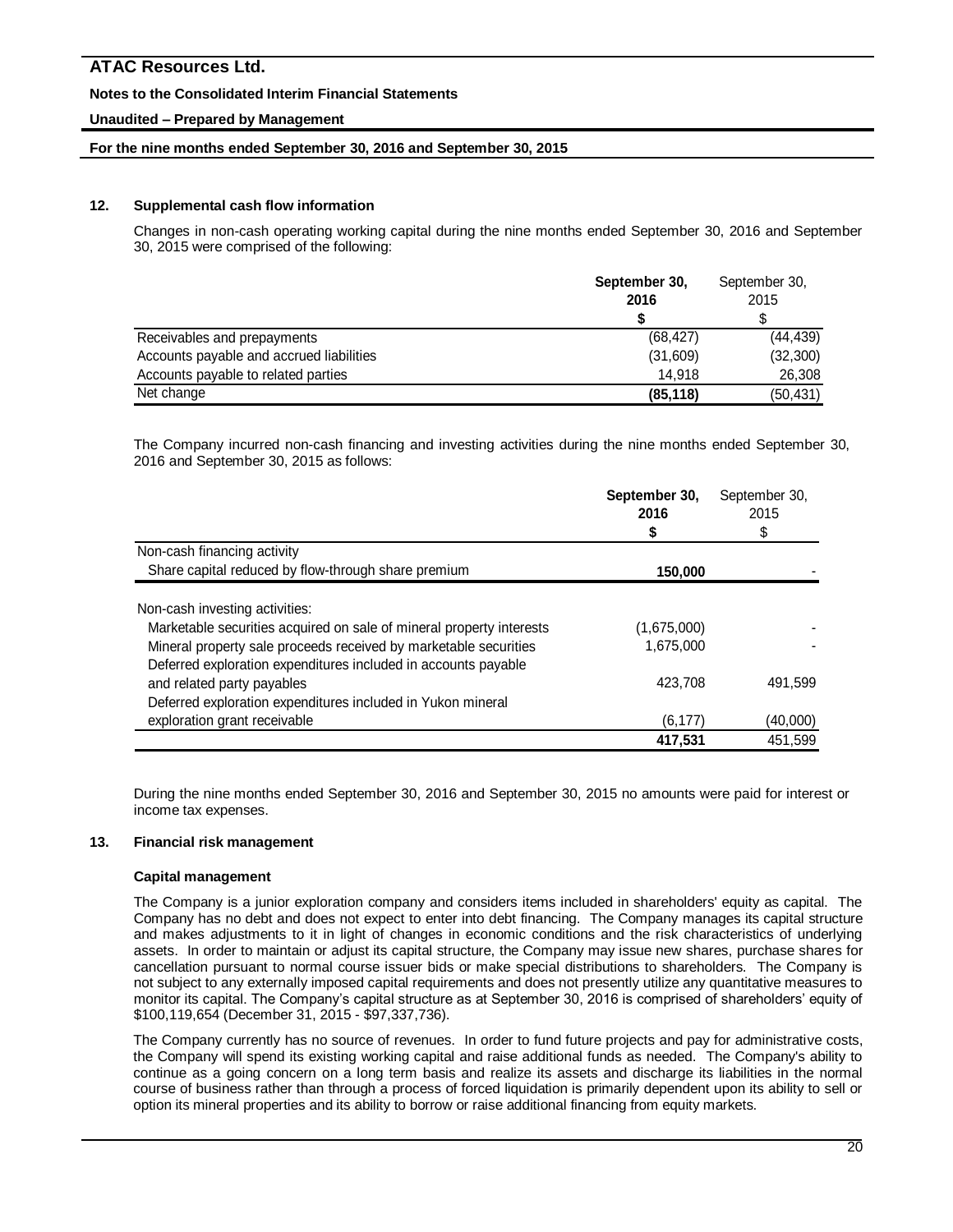## 12. Supplemental cash flow information

Changes in non-cash operating working capital during the nine months ended September 30, 2016 and September 30, 2015 were comprised of the following:

| | **September 30, 2016** | September 30, 2015 |
|---|---|---|
| | **$** | $ |
| Receivables and prepayments | (68,427) | (44,439) |
| Accounts payable and accrued liabilities | (31,609) | (32,300) |
| Accounts payable to related parties | 14,918 | 26,308 |
| Net change | **(85,118)** | (50,431) |

The Company incurred non-cash financing and investing activities during the nine months ended September 30, 2016 and September 30, 2015 as follows:

| | **September 30, 2016** | September 30, 2015 |
|---|---|---|
| | **$** | $ |
| Non-cash financing activity | | |
| Share capital reduced by flow-through share premium | **150,000** | - |
| Non-cash investing activities: | | |
| Marketable securities acquired on sale of mineral property interests | (1,675,000) | - |
| Mineral property sale proceeds received by marketable securities | 1,675,000 | - |
| Deferred exploration expenditures included in accounts payable and related party payables | 423,708 | 491,599 |
| Deferred exploration expenditures included in Yukon mineral exploration grant receivable | (6,177) | (40,000) |
| | **417,531** | 451,599 |

During the nine months ended September 30, 2016 and September 30, 2015 no amounts were paid for interest or income tax expenses.

## 13. Financial risk management

### Capital management

The Company is a junior exploration company and considers items included in shareholders' equity as capital. The Company has no debt and does not expect to enter into debt financing. The Company manages its capital structure and makes adjustments to it in light of changes in economic conditions and the risk characteristics of underlying assets. In order to maintain or adjust its capital structure, the Company may issue new shares, purchase shares for cancellation pursuant to normal course issuer bids or make special distributions to shareholders. The Company is not subject to any externally imposed capital requirements and does not presently utilize any quantitative measures to monitor its capital. The Company's capital structure as at September 30, 2016 is comprised of shareholders' equity of $100,119,654 (December 31, 2015 - $97,337,736).

The Company currently has no source of revenues. In order to fund future projects and pay for administrative costs, the Company will spend its existing working capital and raise additional funds as needed. The Company's ability to continue as a going concern on a long term basis and realize its assets and discharge its liabilities in the normal course of business rather than through a process of forced liquidation is primarily dependent upon its ability to sell or option its mineral properties and its ability to borrow or raise additional financing from equity markets.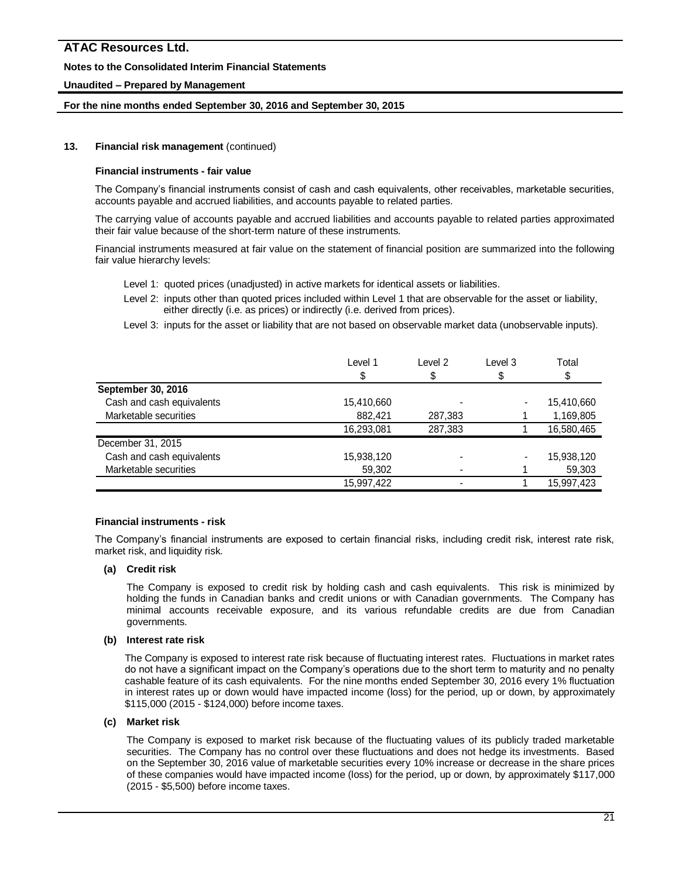**13. Financial risk management** (continued)

**Financial instruments - fair value**

The Company's financial instruments consist of cash and cash equivalents, other receivables, marketable securities, accounts payable and accrued liabilities, and accounts payable to related parties.

The carrying value of accounts payable and accrued liabilities and accounts payable to related parties approximated their fair value because of the short-term nature of these instruments.

Financial instruments measured at fair value on the statement of financial position are summarized into the following fair value hierarchy levels:

- Level 1: quoted prices (unadjusted) in active markets for identical assets or liabilities.
- Level 2: inputs other than quoted prices included within Level 1 that are observable for the asset or liability, either directly (i.e. as prices) or indirectly (i.e. derived from prices).
- Level 3: inputs for the asset or liability that are not based on observable market data (unobservable inputs).

| | Level 1 | Level 2 | Level 3 | Total |
|---|---|---|---|---|
| | $ | $ | $ | $ |
| **September 30, 2016** | | | | |
| Cash and cash equivalents | 15,410,660 | - | - | 15,410,660 |
| Marketable securities | 882,421 | 287,383 | 1 | 1,169,805 |
| | 16,293,081 | 287,383 | 1 | 16,580,465 |
| December 31, 2015 | | | | |
| Cash and cash equivalents | 15,938,120 | - | - | 15,938,120 |
| Marketable securities | 59,302 | - | 1 | 59,303 |
| | 15,997,422 | - | 1 | 15,997,423 |

**Financial instruments - risk**

The Company's financial instruments are exposed to certain financial risks, including credit risk, interest rate risk, market risk, and liquidity risk.

**(a) Credit risk**

The Company is exposed to credit risk by holding cash and cash equivalents. This risk is minimized by holding the funds in Canadian banks and credit unions or with Canadian governments. The Company has minimal accounts receivable exposure, and its various refundable credits are due from Canadian governments.

**(b) Interest rate risk**

The Company is exposed to interest rate risk because of fluctuating interest rates. Fluctuations in market rates do not have a significant impact on the Company's operations due to the short term to maturity and no penalty cashable feature of its cash equivalents. For the nine months ended September 30, 2016 every 1% fluctuation in interest rates up or down would have impacted income (loss) for the period, up or down, by approximately $115,000 (2015 - $124,000) before income taxes.

**(c) Market risk**

The Company is exposed to market risk because of the fluctuating values of its publicly traded marketable securities. The Company has no control over these fluctuations and does not hedge its investments. Based on the September 30, 2016 value of marketable securities every 10% increase or decrease in the share prices of these companies would have impacted income (loss) for the period, up or down, by approximately $117,000 (2015 - $5,500) before income taxes.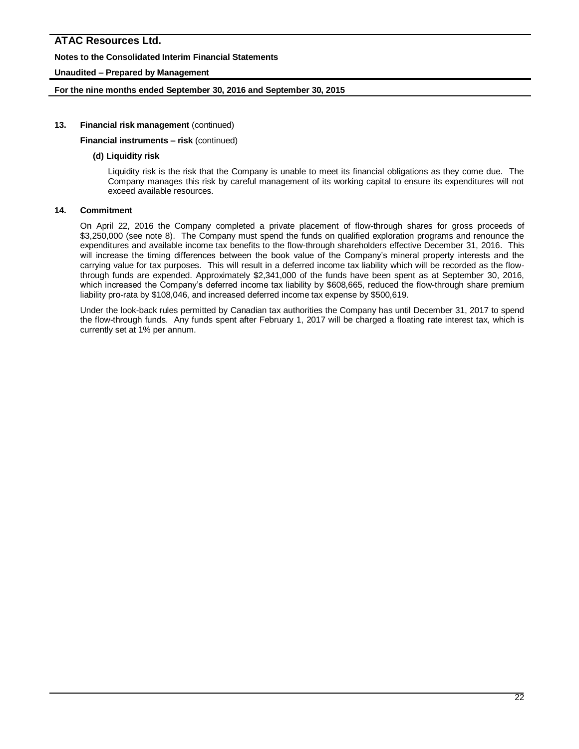**13. Financial risk management** (continued)

**Financial instruments – risk** (continued)

**(d) Liquidity risk**

Liquidity risk is the risk that the Company is unable to meet its financial obligations as they come due. The Company manages this risk by careful management of its working capital to ensure its expenditures will not exceed available resources.

**14. Commitment**

On April 22, 2016 the Company completed a private placement of flow-through shares for gross proceeds of $3,250,000 (see note 8). The Company must spend the funds on qualified exploration programs and renounce the expenditures and available income tax benefits to the flow-through shareholders effective December 31, 2016. This will increase the timing differences between the book value of the Company's mineral property interests and the carrying value for tax purposes. This will result in a deferred income tax liability which will be recorded as the flow-through funds are expended. Approximately $2,341,000 of the funds have been spent as at September 30, 2016, which increased the Company's deferred income tax liability by $608,665, reduced the flow-through share premium liability pro-rata by $108,046, and increased deferred income tax expense by $500,619.

Under the look-back rules permitted by Canadian tax authorities the Company has until December 31, 2017 to spend the flow-through funds. Any funds spent after February 1, 2017 will be charged a floating rate interest tax, which is currently set at 1% per annum.